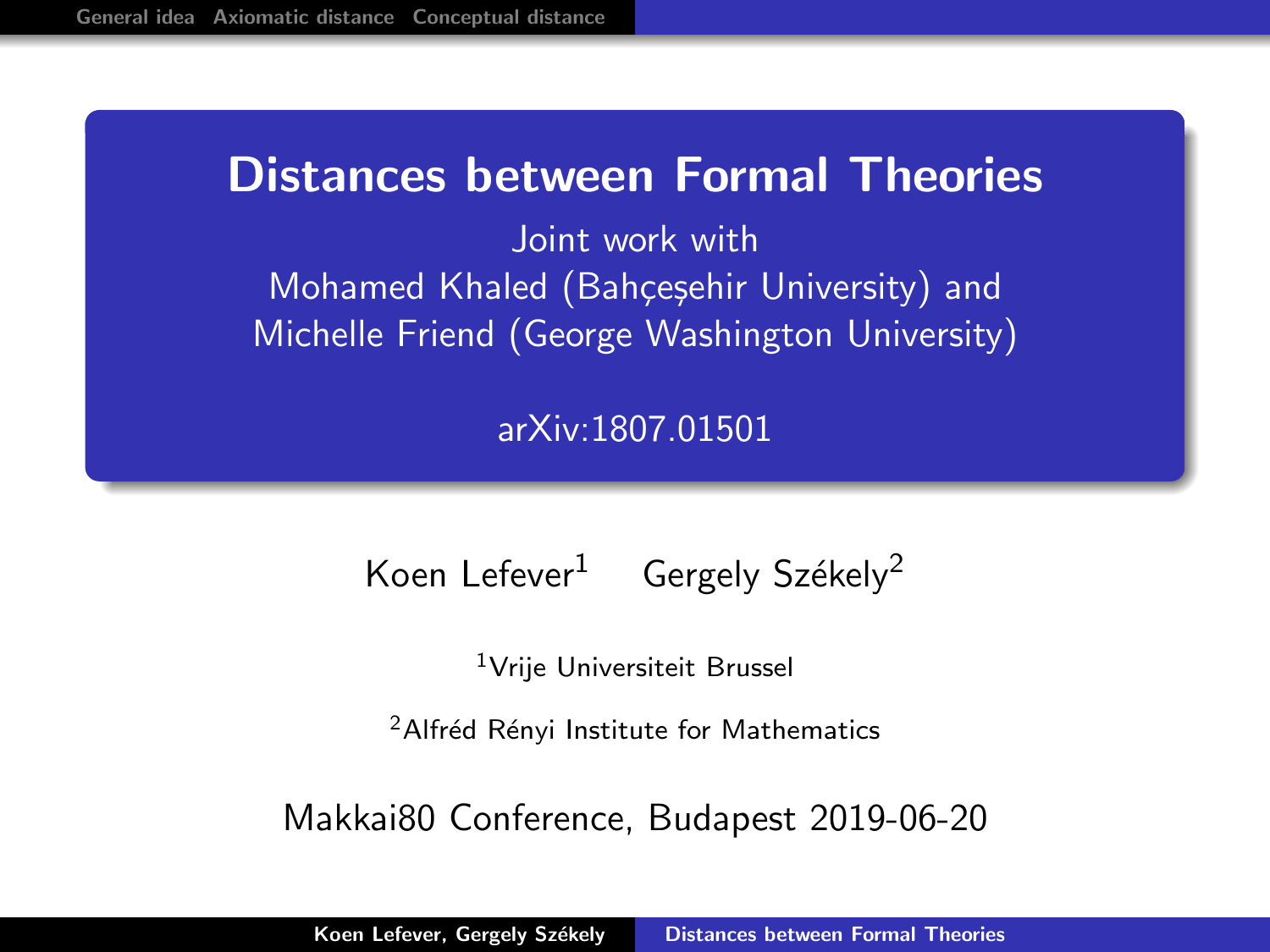# Distances between Formal Theories

Joint work with
Mohamed Khaled (Bahçeşehir University) and
Michelle Friend (George Washington University)

arXiv:1807.01501

Koen Lefever[1] Gergely Székely[2]

[1]Vrije Universiteit Brussel

[2]Alfréd Rényi Institute for Mathematics

Makkai80 Conference, Budapest 2019-06-20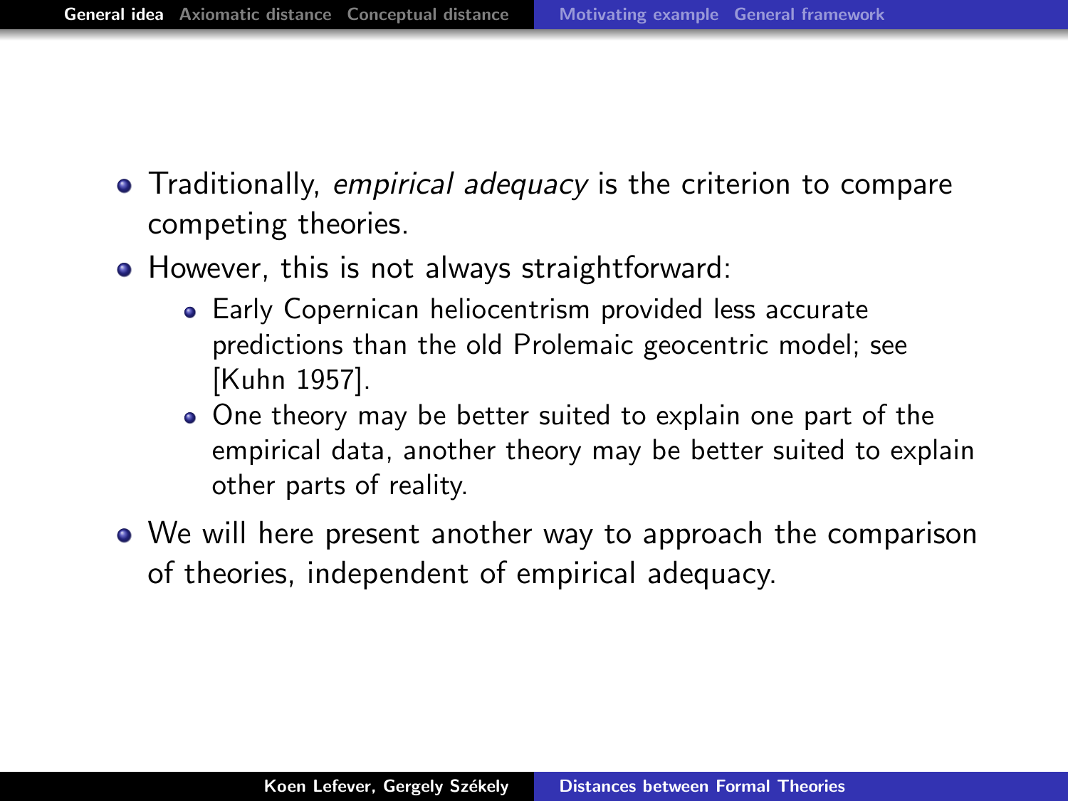- Traditionally, *empirical adequacy* is the criterion to compare competing theories.
- However, this is not always straightforward:
  - Early Copernican heliocentrism provided less accurate predictions than the old Prolemaic geocentric model; see [Kuhn 1957].
  - One theory may be better suited to explain one part of the empirical data, another theory may be better suited to explain other parts of reality.
- We will here present another way to approach the comparison of theories, independent of empirical adequacy.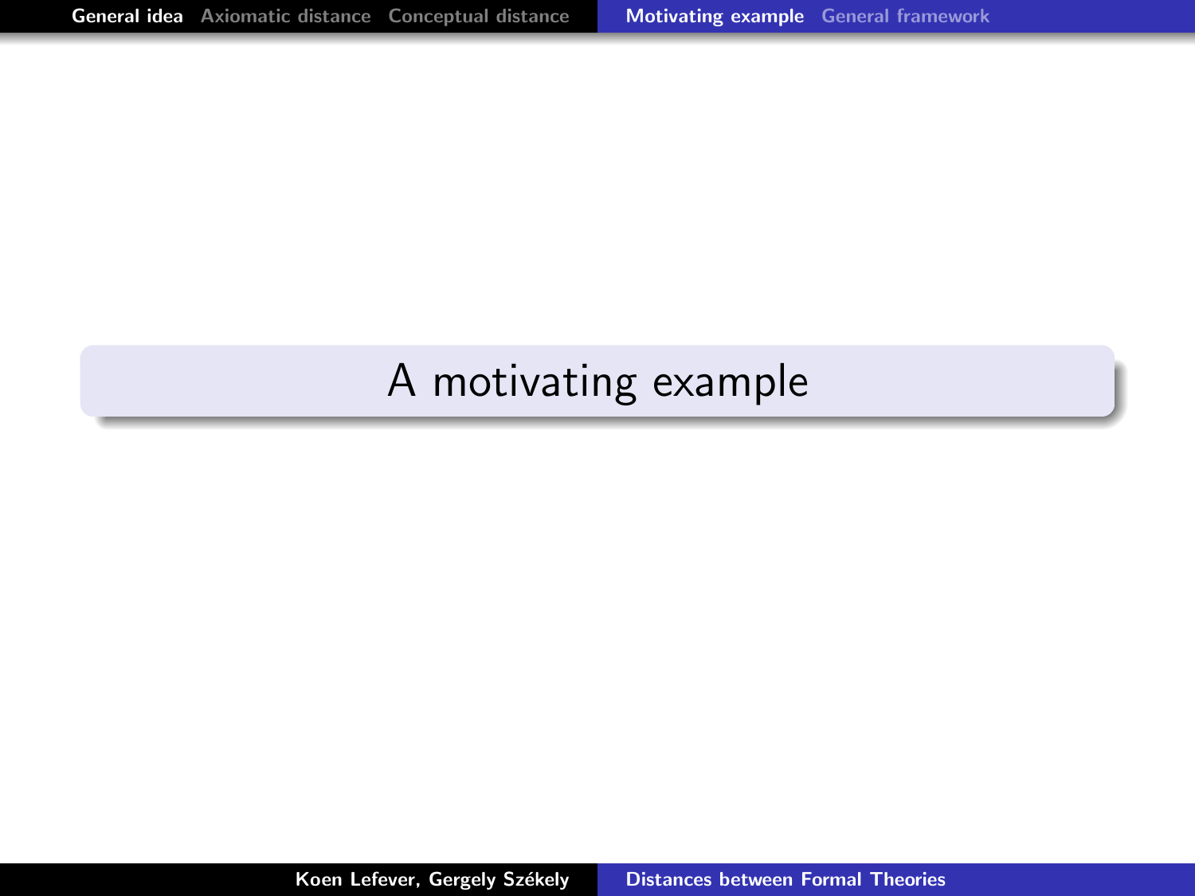# A motivating example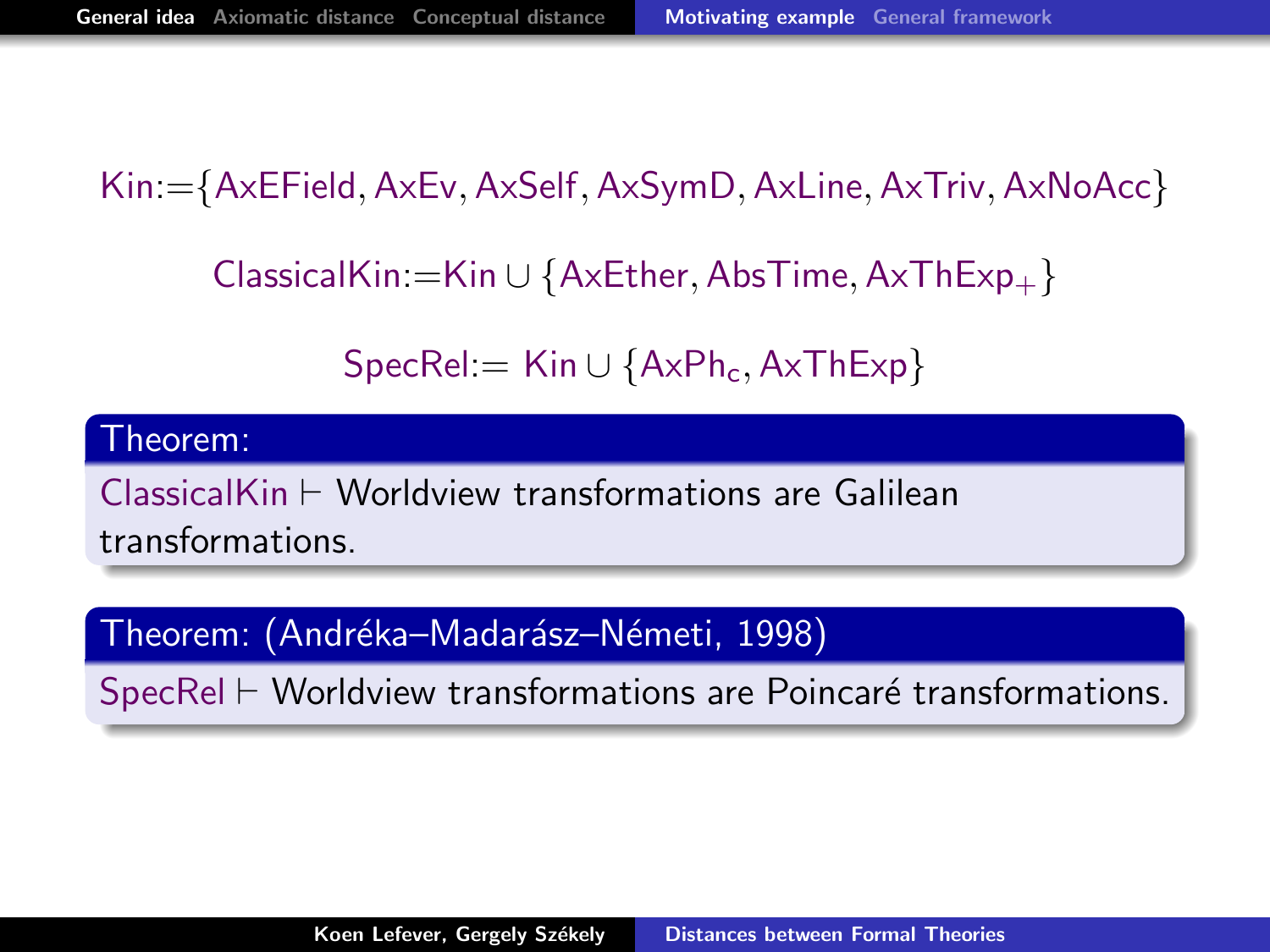$$\text{Kin} := \{\text{AxEField}, \text{AxEv}, \text{AxSelf}, \text{AxSymD}, \text{AxLine}, \text{AxTriv}, \text{AxNoAcc}\}$$

$$\text{ClassicalKin} := \text{Kin} \cup \{\text{AxEther}, \text{AbsTime}, \text{AxThExp}_{+}\}$$

$$\text{SpecRel} := \text{Kin} \cup \{\text{AxPh}_{c}, \text{AxThExp}\}$$

**Theorem:**

ClassicalKin $\vdash$ Worldview transformations are Galilean transformations.

**Theorem: (Andréka–Madarász–Németi, 1998)**

SpecRel $\vdash$ Worldview transformations are Poincaré transformations.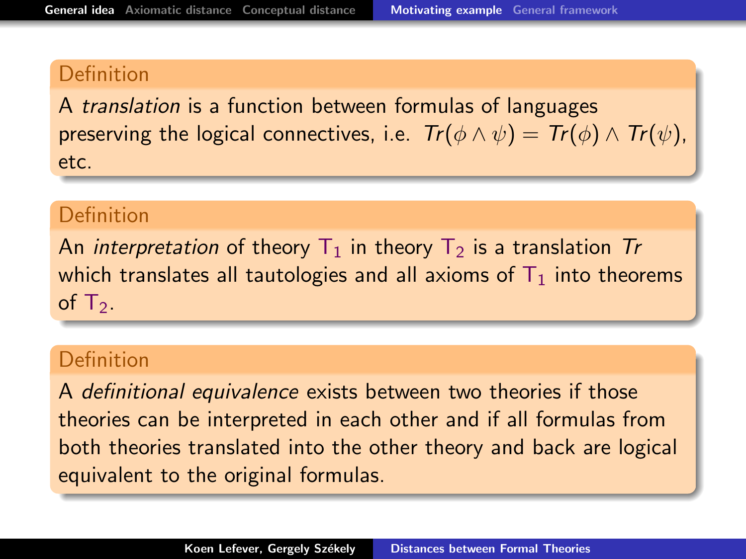**Definition**

A *translation* is a function between formulas of languages preserving the logical connectives, i.e. $Tr(\phi \wedge \psi) = Tr(\phi) \wedge Tr(\psi)$, etc.

**Definition**

An *interpretation* of theory $T_1$ in theory $T_2$ is a translation $Tr$ which translates all tautologies and all axioms of $T_1$ into theorems of $T_2$.

**Definition**

A *definitional equivalence* exists between two theories if those theories can be interpreted in each other and if all formulas from both theories translated into the other theory and back are logical equivalent to the original formulas.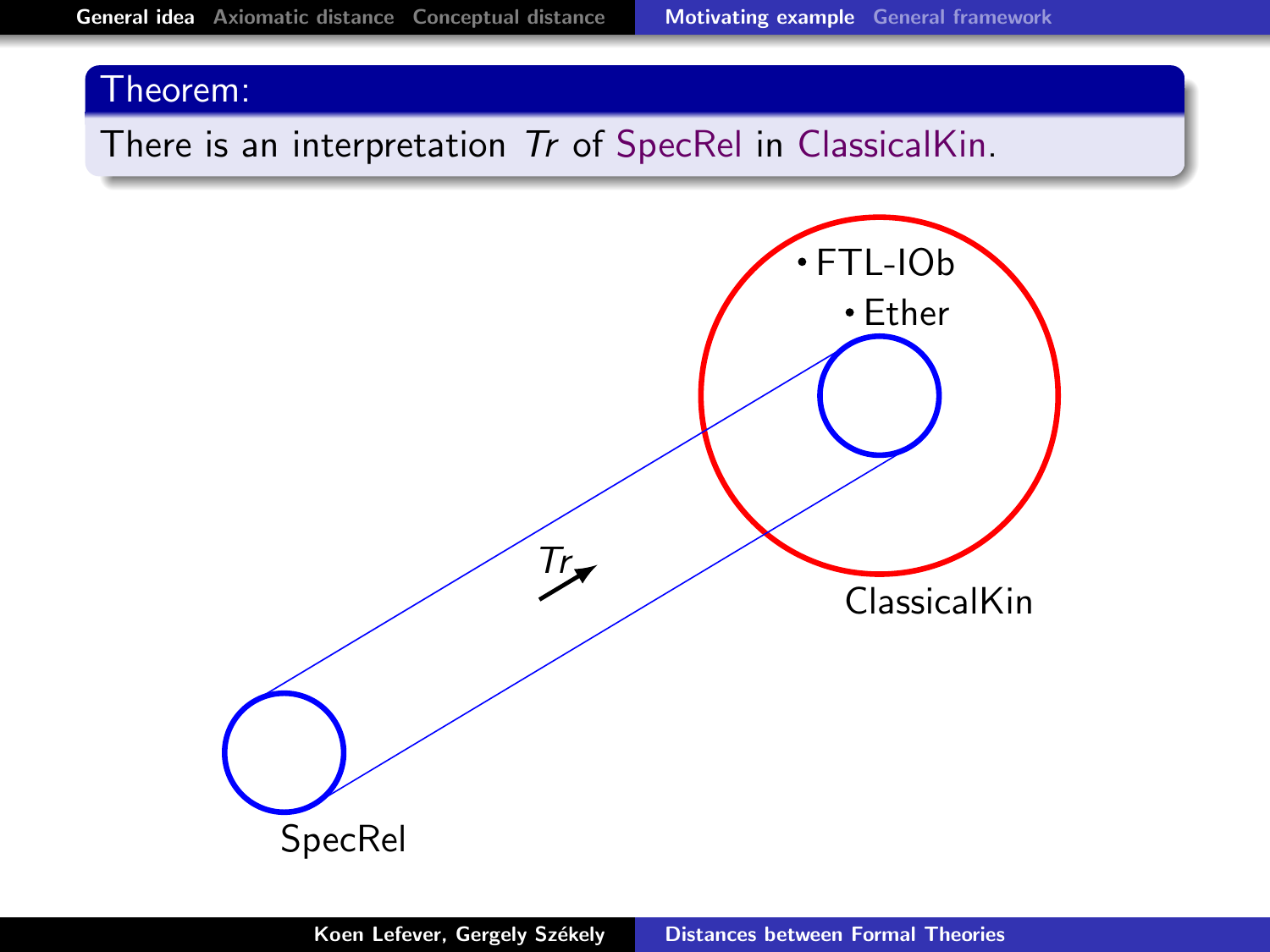**Theorem:**

There is an interpretation *Tr* of SpecRel in ClassicalKin.

• FTL-IOb

• Ether

*Tr*

ClassicalKin

SpecRel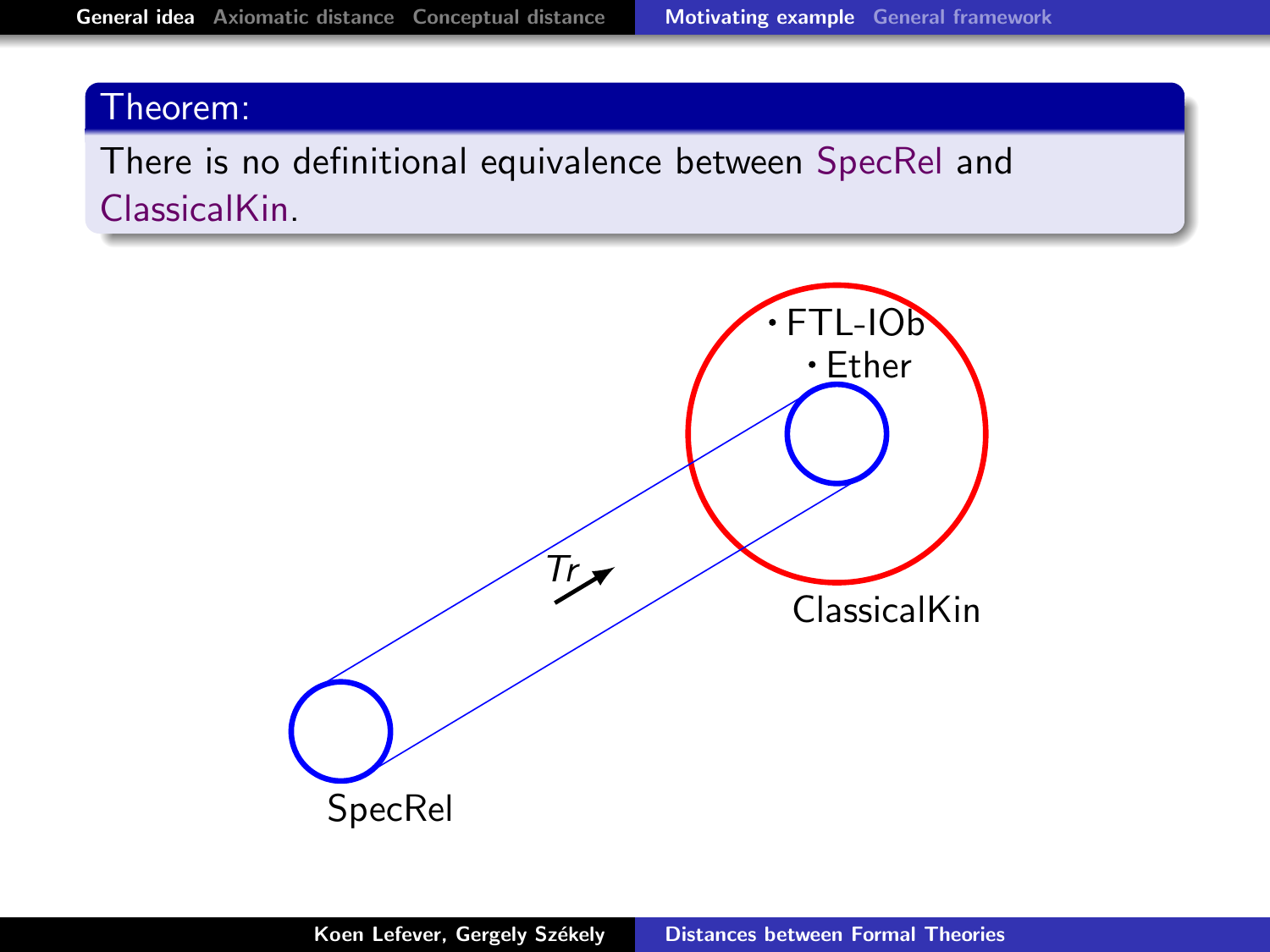**Theorem:**

There is no definitional equivalence between SpecRel and ClassicalKin.

FTL-IOb

Ether

*Tr*

ClassicalKin

SpecRel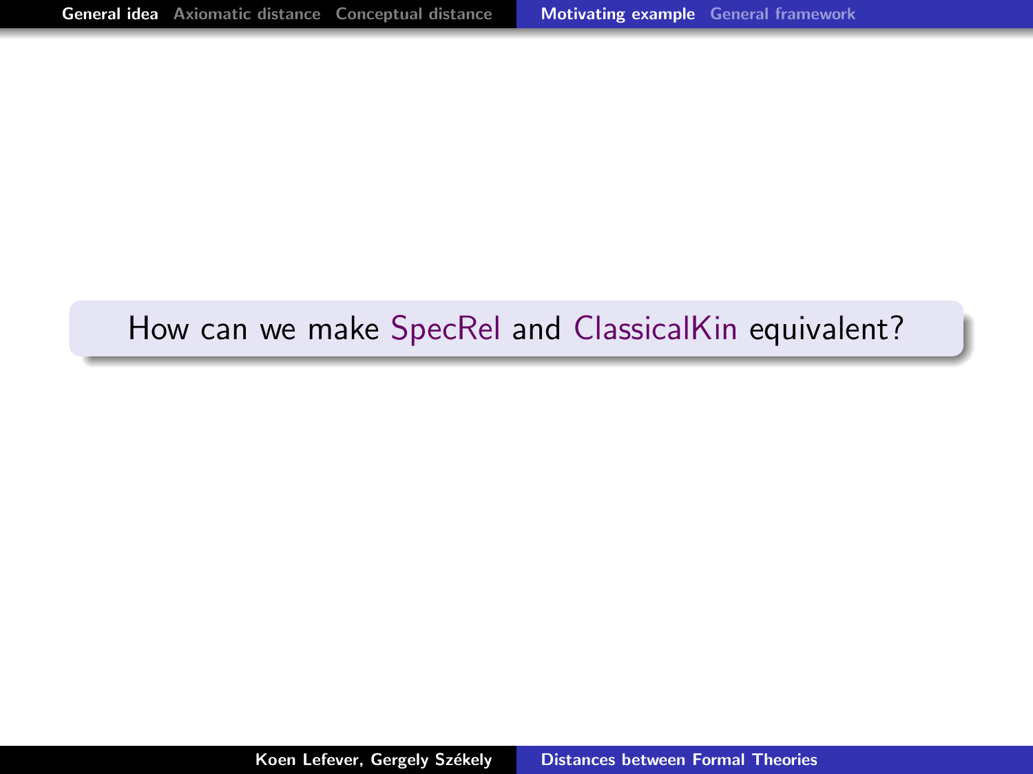How can we make SpecRel and ClassicalKin equivalent?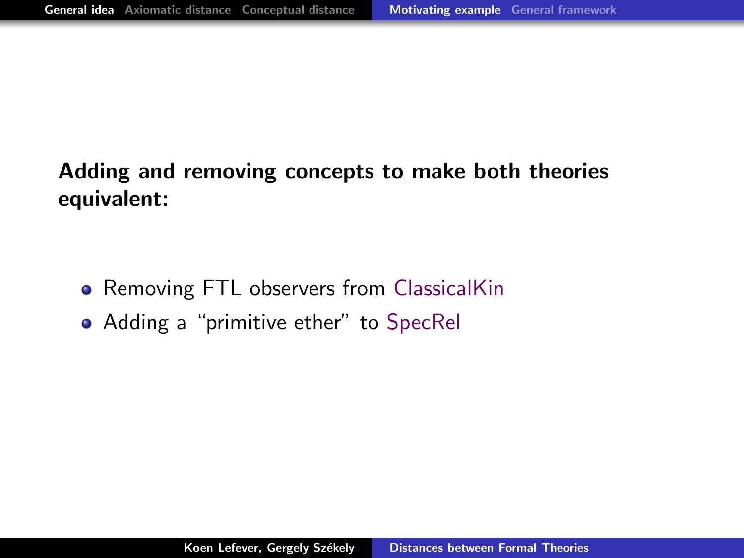**Adding and removing concepts to make both theories equivalent:**

- Removing FTL observers from ClassicalKin
- Adding a “primitive ether” to SpecRel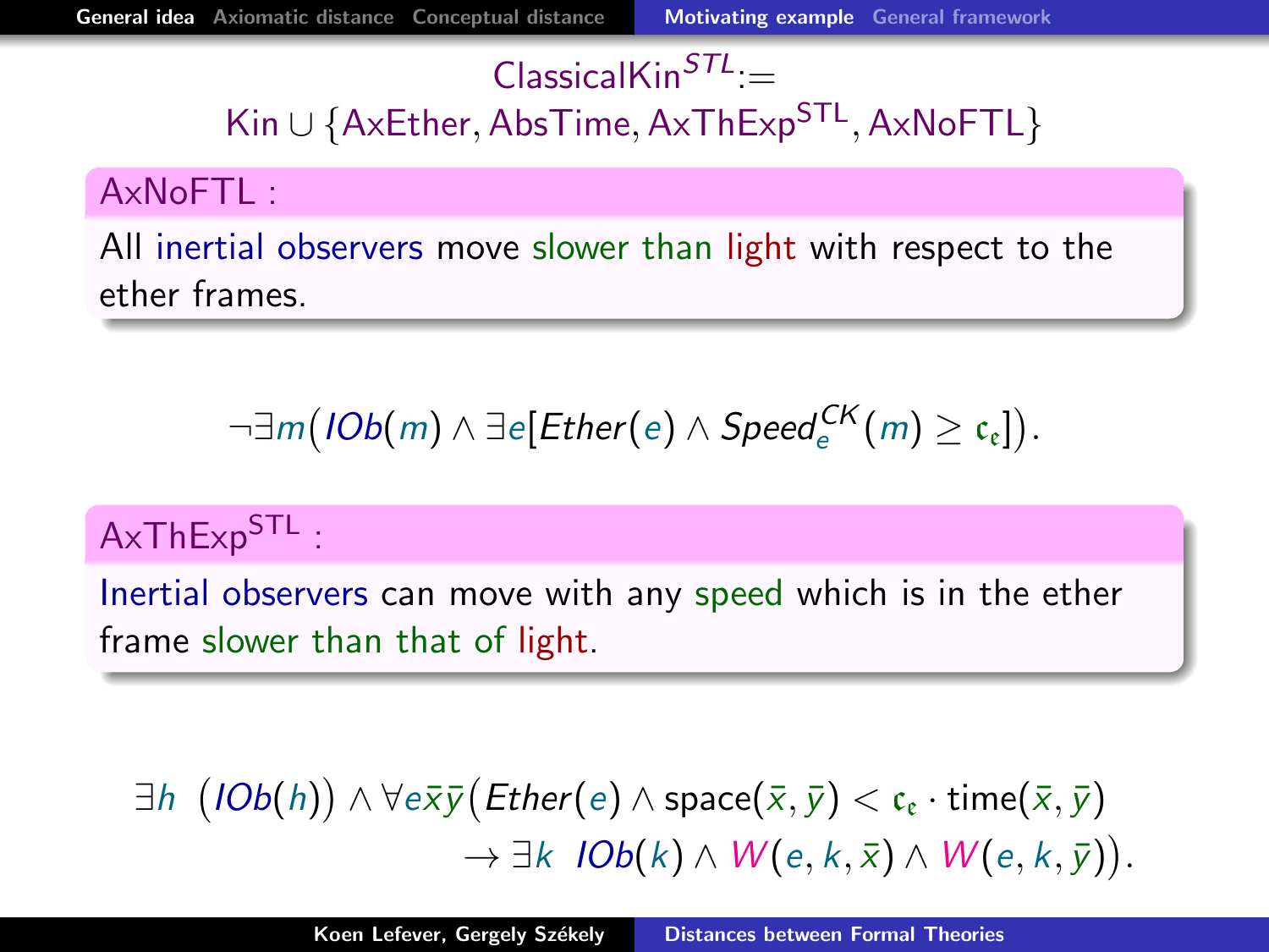$$\text{ClassicalKin}^{STL} := \text{Kin} \cup \{\text{AxEther}, \text{AbsTime}, \text{AxThExp}^{\text{STL}}, \text{AxNoFTL}\}$$

**AxNoFTL :**

All inertial observers move slower than light with respect to the ether frames.

$$\neg\exists m\big(IOb(m) \wedge \exists e[Ether(e) \wedge Speed_e^{CK}(m) \geq \mathfrak{c}_{\mathfrak{e}}]\big).$$

**AxThExp$^{\text{STL}}$ :**

Inertial observers can move with any speed which is in the ether frame slower than that of light.

$$\exists h \;\; \big(IOb(h)\big) \wedge \forall e\bar{x}\bar{y}\big(Ether(e) \wedge \text{space}(\bar{x}, \bar{y}) < \mathfrak{c}_{\mathfrak{e}} \cdot \text{time}(\bar{x}, \bar{y}) \\ \rightarrow \exists k \;\; IOb(k) \wedge W(e, k, \bar{x}) \wedge W(e, k, \bar{y})\big).$$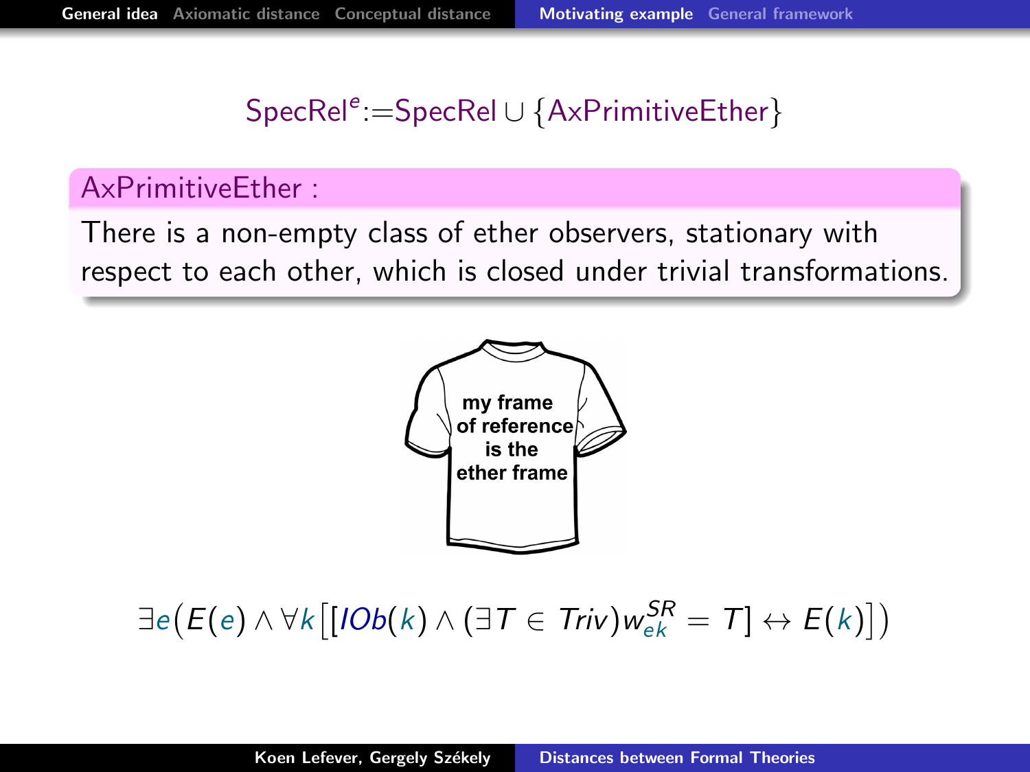$$\mathrm{SpecRel}^e := \mathrm{SpecRel} \cup \{\mathrm{AxPrimitiveEther}\}$$

**AxPrimitiveEther :**

There is a non-empty class of ether observers, stationary with respect to each other, which is closed under trivial transformations.

my frame of reference is the ether frame

$$\exists e\Big(E(e) \wedge \forall k\big[[IOb(k) \wedge (\exists T \in Triv) w^{SR}_{ek} = T] \leftrightarrow E(k)\big]\Big)$$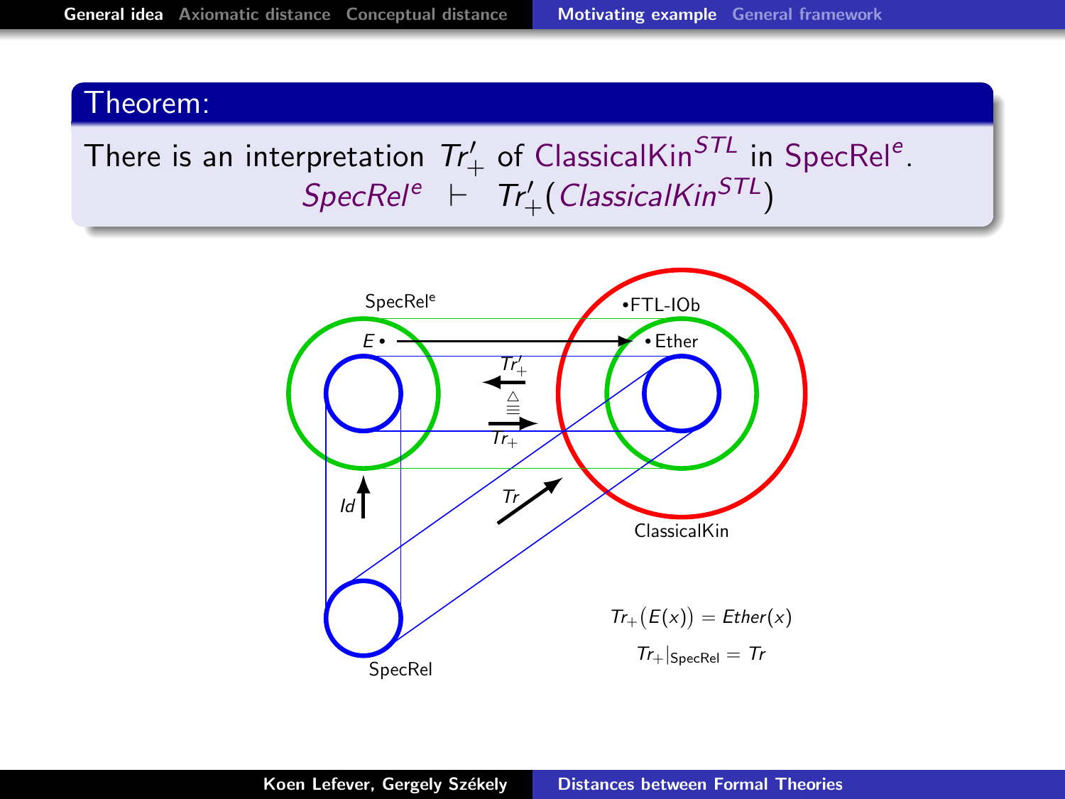**Theorem:**

There is an interpretation $Tr'_+$ of ClassicalKin$^{STL}$ in SpecRel$^e$.

$$SpecRel^e \vdash Tr'_+(ClassicalKin^{STL})$$

SpecRel$^e$

•FTL-IOb

$E$ •

• Ether

$Tr'_+$

$\triangleq$

$Tr_+$

$Id$

$Tr$

ClassicalKin

SpecRel

$Tr_+(E(x)) = Ether(x)$

$Tr_+|_{\text{SpecRel}} = Tr$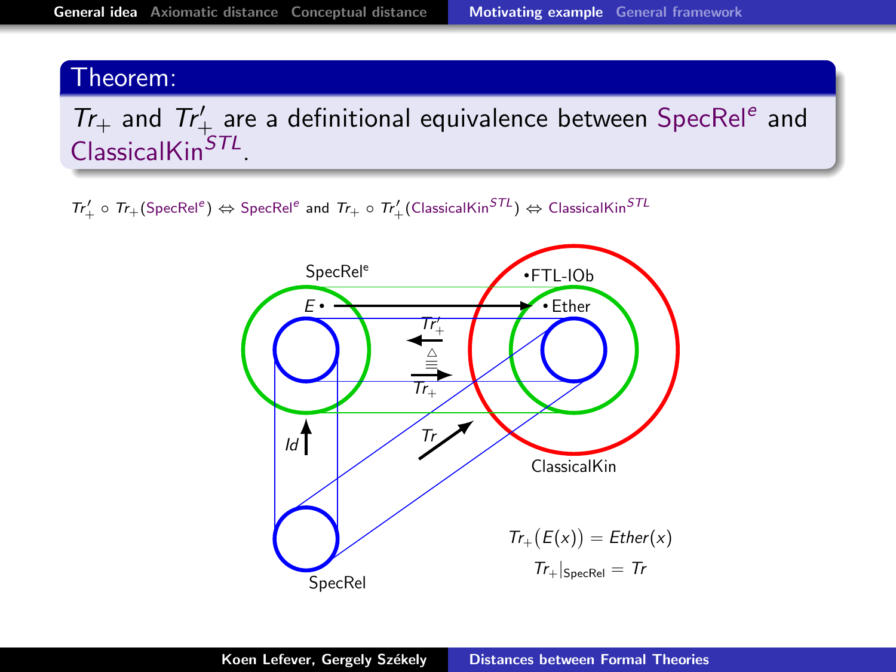**Theorem:**

$Tr_+$ and $Tr'_+$ are a definitional equivalence between SpecRel$^e$ and ClassicalKin$^{STL}$.

$Tr'_+ \circ Tr_+(\text{SpecRel}^e) \Leftrightarrow \text{SpecRel}^e$ and $Tr_+ \circ Tr'_+(\text{ClassicalKin}^{STL}) \Leftrightarrow \text{ClassicalKin}^{STL}$

SpecRel$^e$

$E$ •

•FTL-IOb

• Ether

$Tr'_+$

$\stackrel{\triangle}{\equiv}$

$Tr_+$

$Id$

$Tr$

ClassicalKin

SpecRel

$$Tr_+\big(E(x)\big) = Ether(x)$$

$$Tr_+|_{\text{SpecRel}} = Tr$$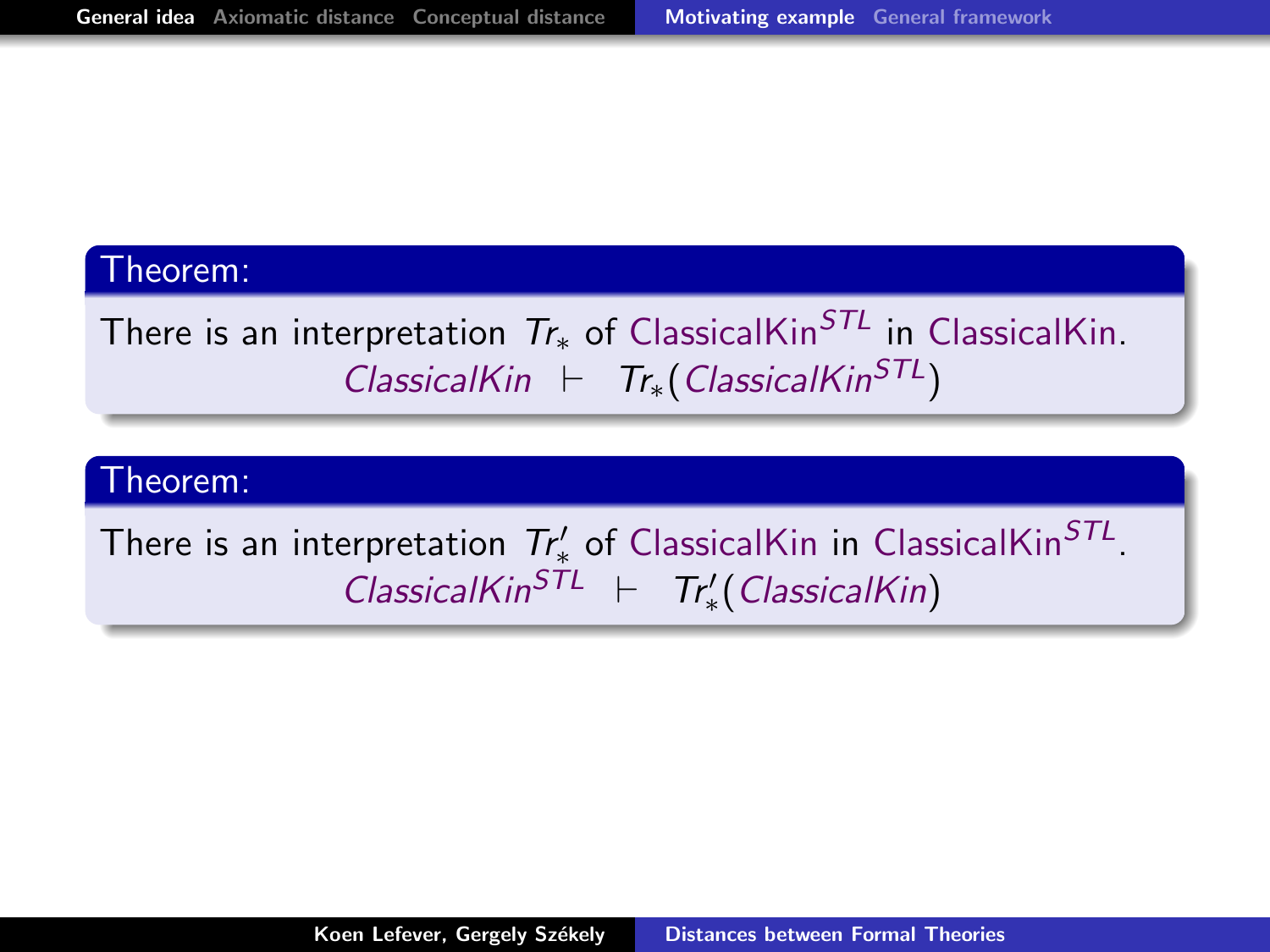**Theorem:**

There is an interpretation $Tr_*$ of ClassicalKin$^{STL}$ in ClassicalKin.

$$\mathit{ClassicalKin} \ \vdash \ Tr_*(\mathit{ClassicalKin}^{STL})$$

**Theorem:**

There is an interpretation $Tr'_*$ of ClassicalKin in ClassicalKin$^{STL}$.

$$\mathit{ClassicalKin}^{STL} \ \vdash \ Tr'_*(\mathit{ClassicalKin})$$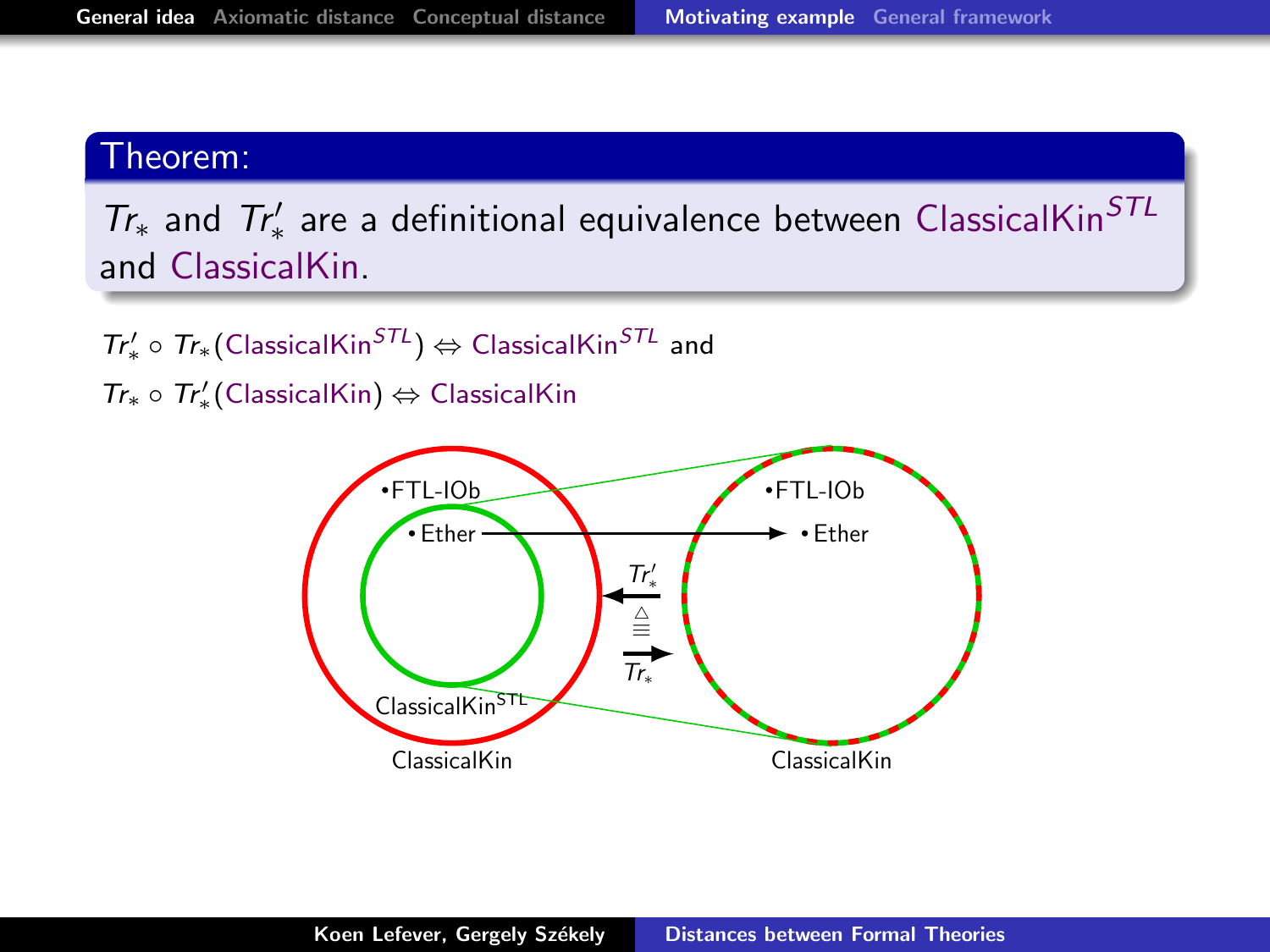**Theorem:**

$Tr_*$ and $Tr'_*$ are a definitional equivalence between ClassicalKin$^{STL}$ and ClassicalKin.

$Tr'_* \circ Tr_*(\text{ClassicalKin}^{STL}) \Leftrightarrow \text{ClassicalKin}^{STL}$ and

$Tr_* \circ Tr'_*(\text{ClassicalKin}) \Leftrightarrow \text{ClassicalKin}$

•FTL-IOb

• Ether

ClassicalKin$^{STL}$

ClassicalKin

$Tr'_*$

$\triangleq$

$Tr_*$

•FTL-IOb

• Ether

ClassicalKin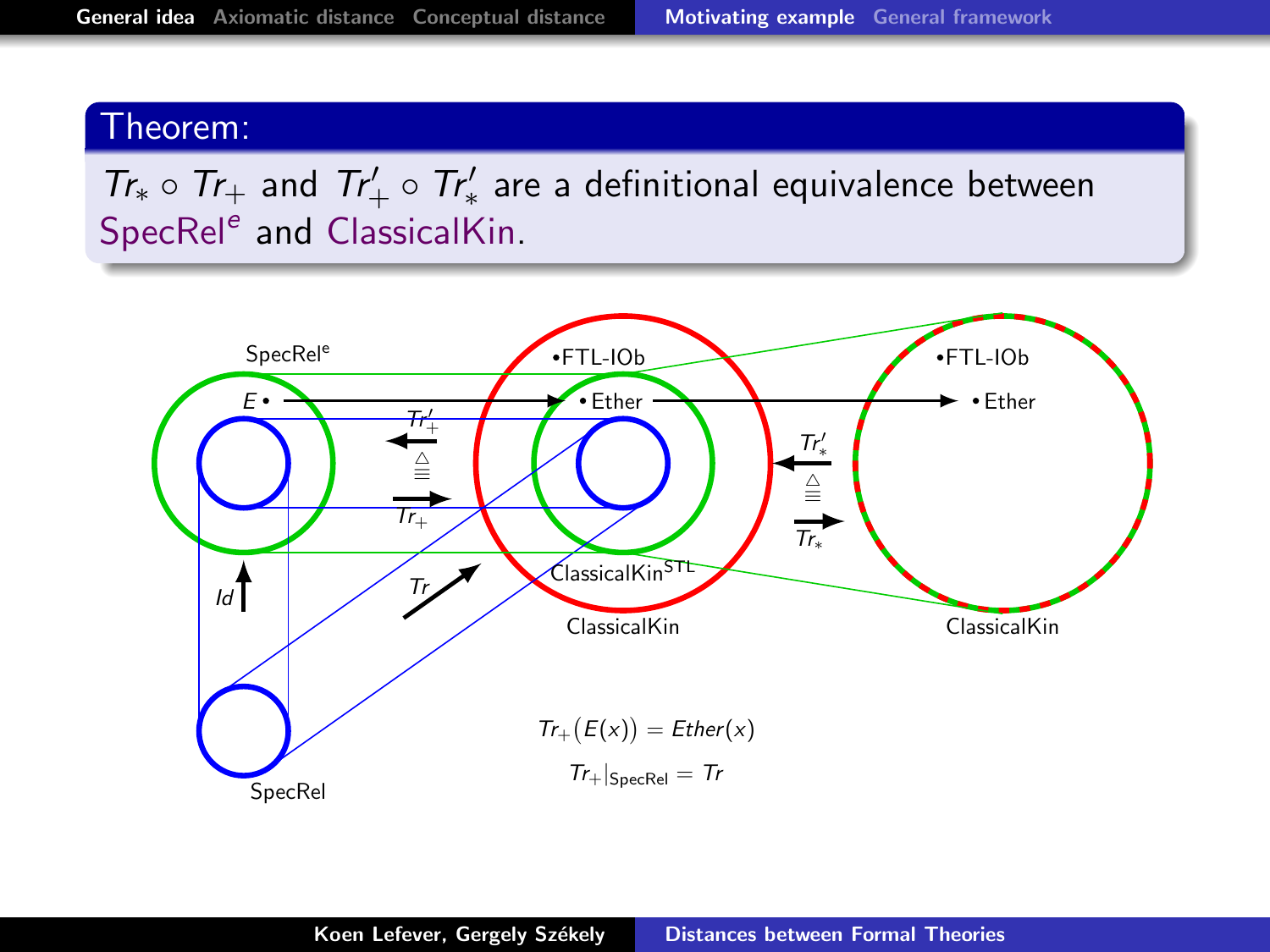**Theorem:**

$Tr_* \circ Tr_+$ and $Tr'_+ \circ Tr'_*$ are a definitional equivalence between SpecRel$^e$ and ClassicalKin.

$$Tr_+(E(x)) = Ether(x)$$

$$Tr_+|_{\text{SpecRel}} = Tr$$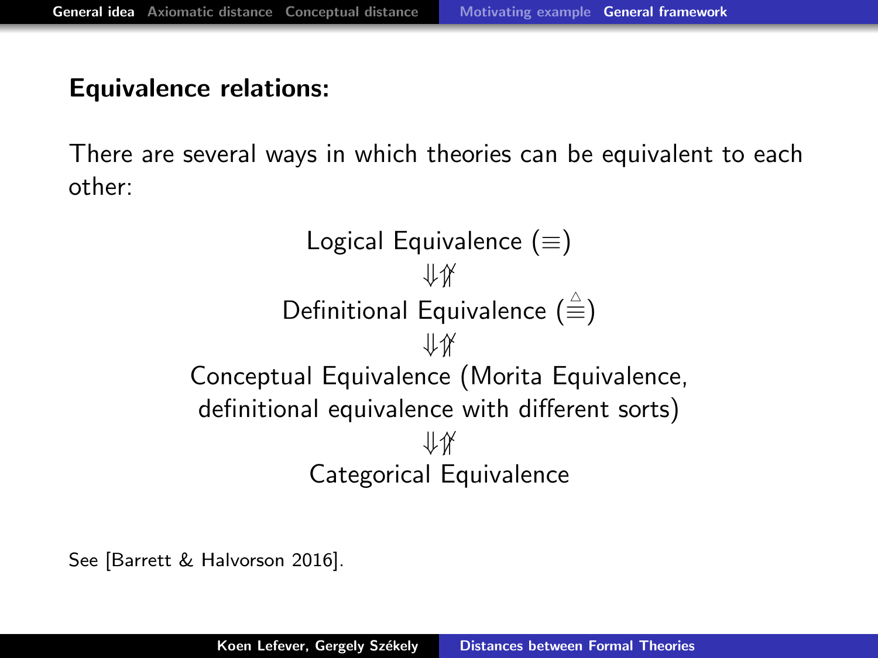## Equivalence relations:

There are several ways in which theories can be equivalent to each other:

$$\text{Logical Equivalence } (\equiv)$$
$$\Downarrow \not\Uparrow$$
$$\text{Definitional Equivalence } (\stackrel{\triangle}{\equiv})$$
$$\Downarrow \not\Uparrow$$
$$\text{Conceptual Equivalence (Morita Equivalence, definitional equivalence with different sorts)}$$
$$\Downarrow \not\Uparrow$$
$$\text{Categorical Equivalence}$$

See [Barrett & Halvorson 2016].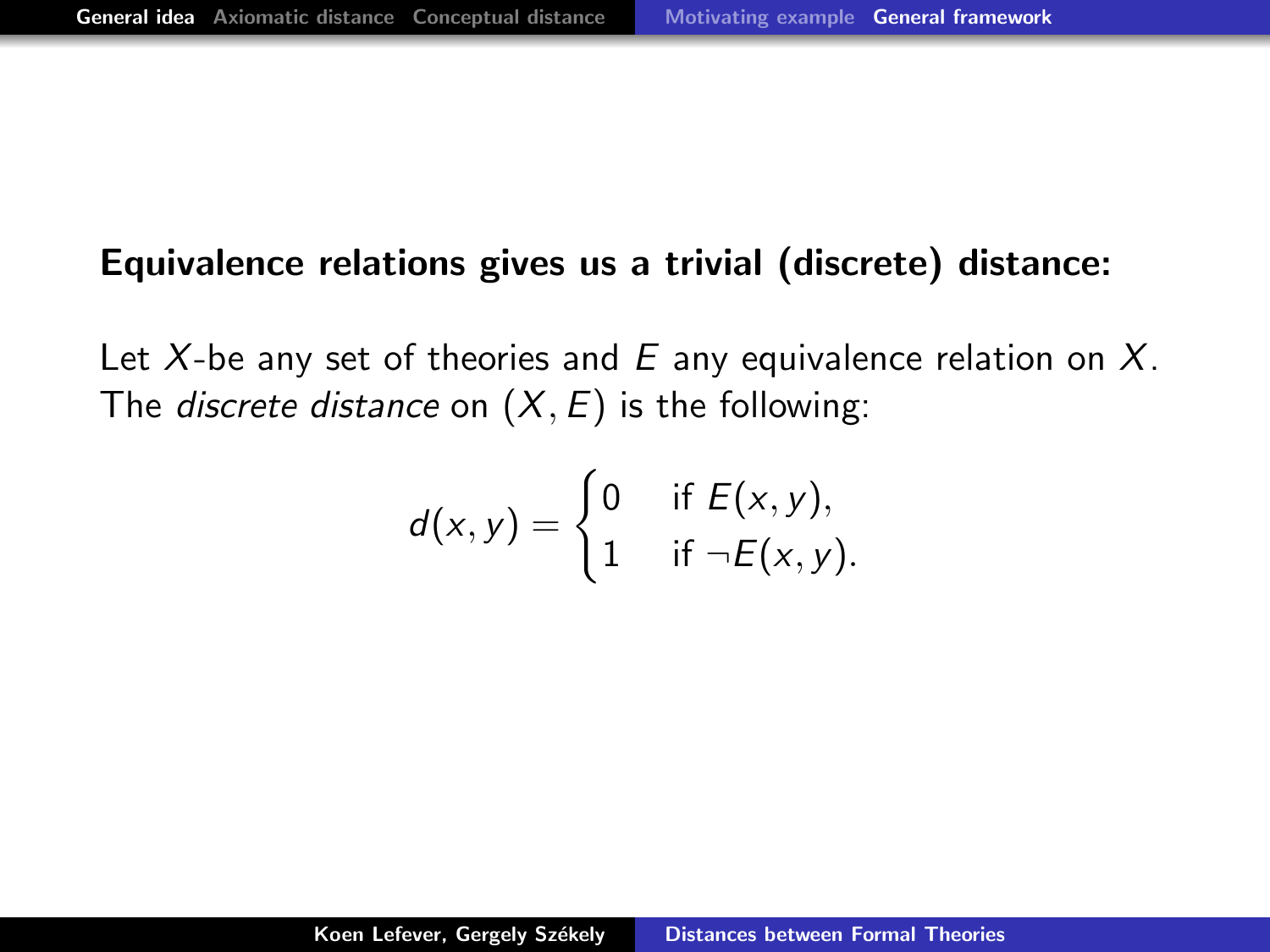**Equivalence relations gives us a trivial (discrete) distance:**

Let $X$-be any set of theories and $E$ any equivalence relation on $X$. The *discrete distance* on $(X, E)$ is the following:

$$d(x, y) = \begin{cases} 0 & \text{if } E(x, y), \\ 1 & \text{if } \neg E(x, y). \end{cases}$$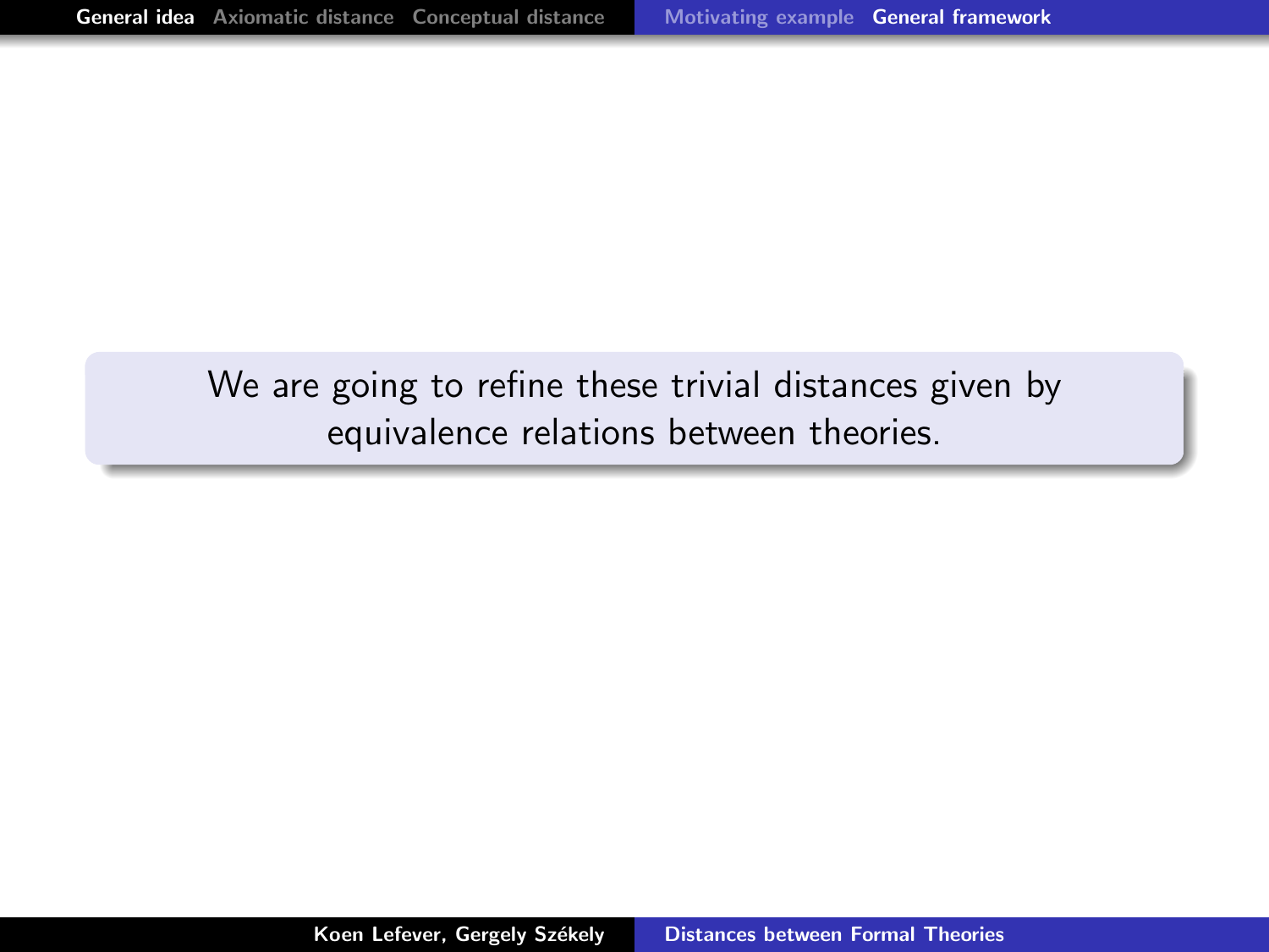We are going to refine these trivial distances given by equivalence relations between theories.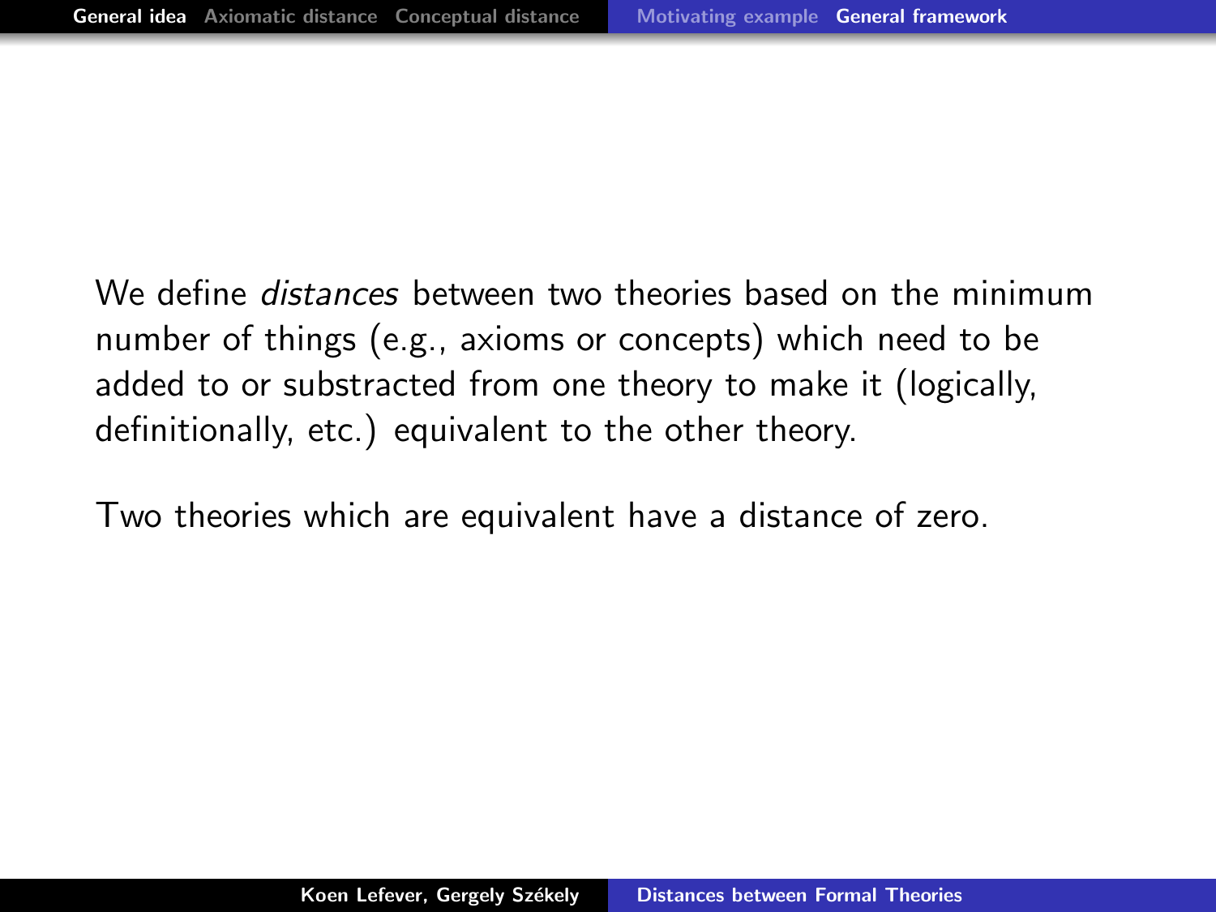We define *distances* between two theories based on the minimum number of things (e.g., axioms or concepts) which need to be added to or substracted from one theory to make it (logically, definitionally, etc.) equivalent to the other theory.

Two theories which are equivalent have a distance of zero.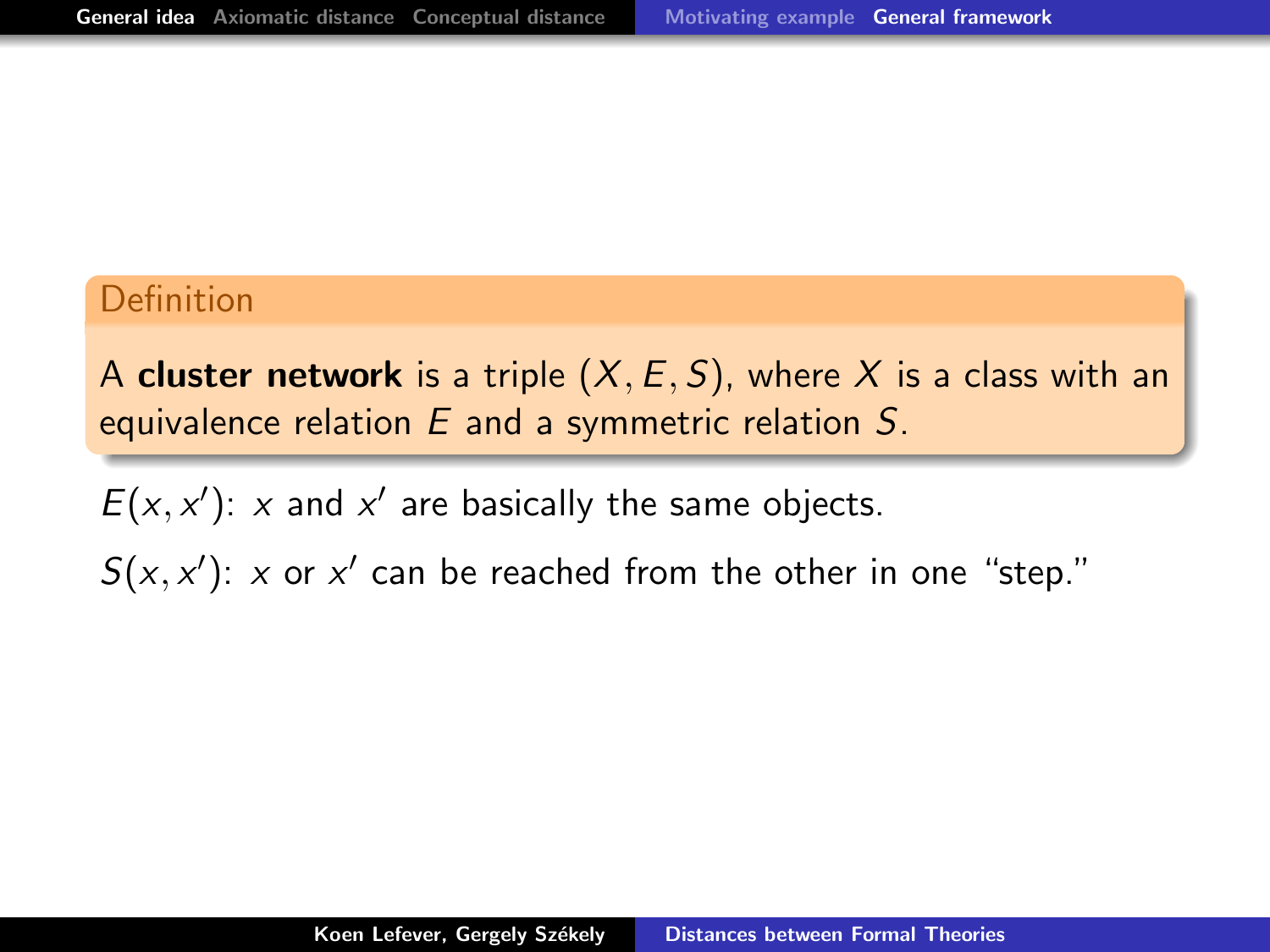**Definition**

A **cluster network** is a triple $(X, E, S)$, where $X$ is a class with an equivalence relation $E$ and a symmetric relation $S$.

$E(x, x')$: $x$ and $x'$ are basically the same objects.

$S(x, x')$: $x$ or $x'$ can be reached from the other in one "step."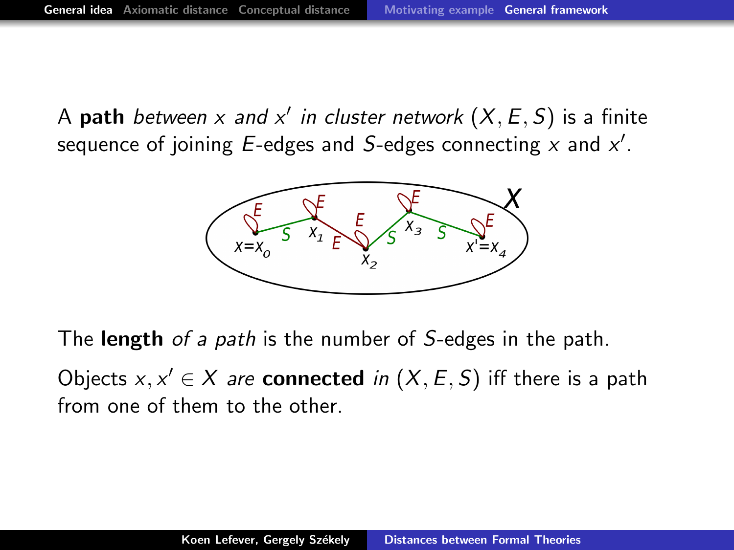A **path** *between* $x$ *and* $x'$ *in cluster network* $(X, E, S)$ is a finite sequence of joining $E$-edges and $S$-edges connecting $x$ and $x'$.

The **length** *of a path* is the number of $S$-edges in the path.

Objects $x, x' \in X$ *are* **connected** *in* $(X, E, S)$ iff there is a path from one of them to the other.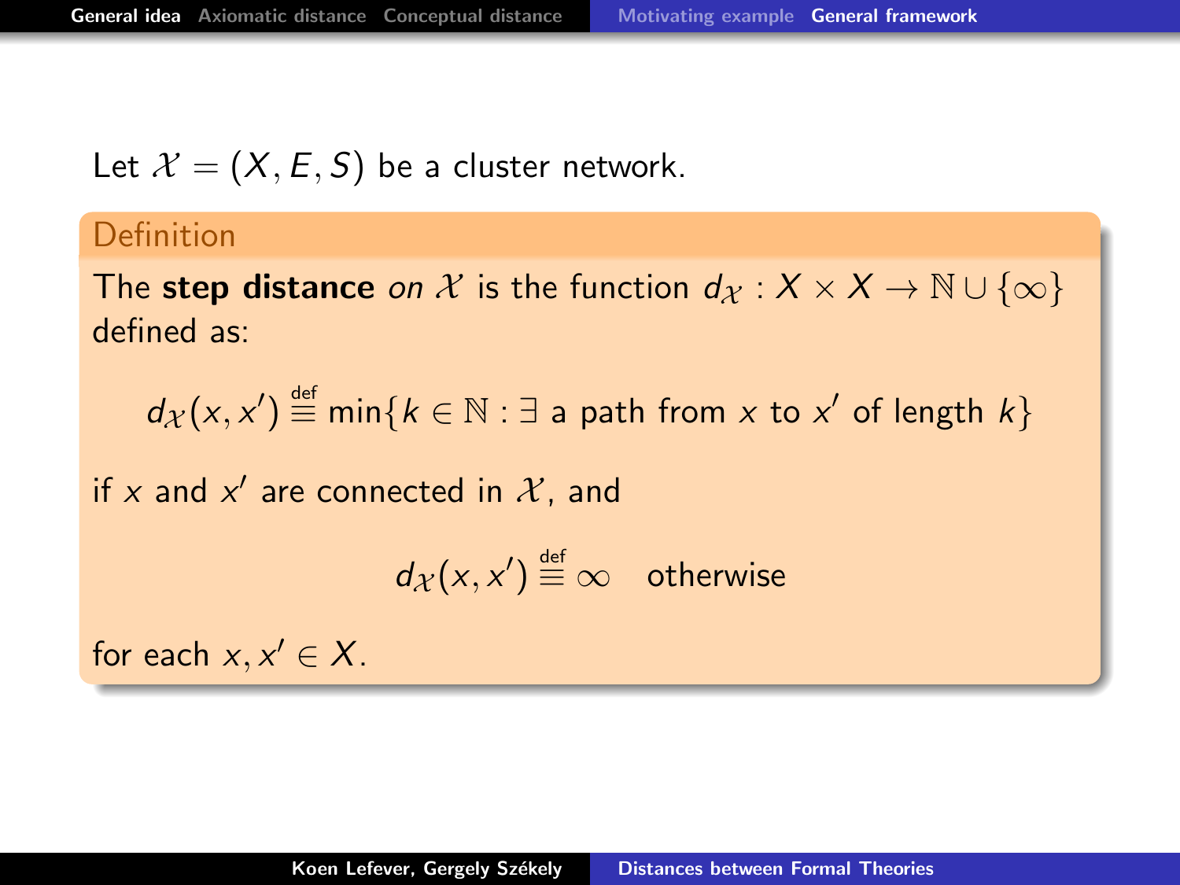Let $\mathcal{X} = (X, E, S)$ be a cluster network.

**Definition**

The **step distance** *on* $\mathcal{X}$ is the function $d_{\mathcal{X}} : X \times X \to \mathbb{N} \cup \{\infty\}$ defined as:

$$d_{\mathcal{X}}(x, x') \stackrel{\text{def}}{\equiv} \min\{k \in \mathbb{N} : \exists \text{ a path from } x \text{ to } x' \text{ of length } k\}$$

if $x$ and $x'$ are connected in $\mathcal{X}$, and

$$d_{\mathcal{X}}(x, x') \stackrel{\text{def}}{\equiv} \infty \quad \text{otherwise}$$

for each $x, x' \in X$.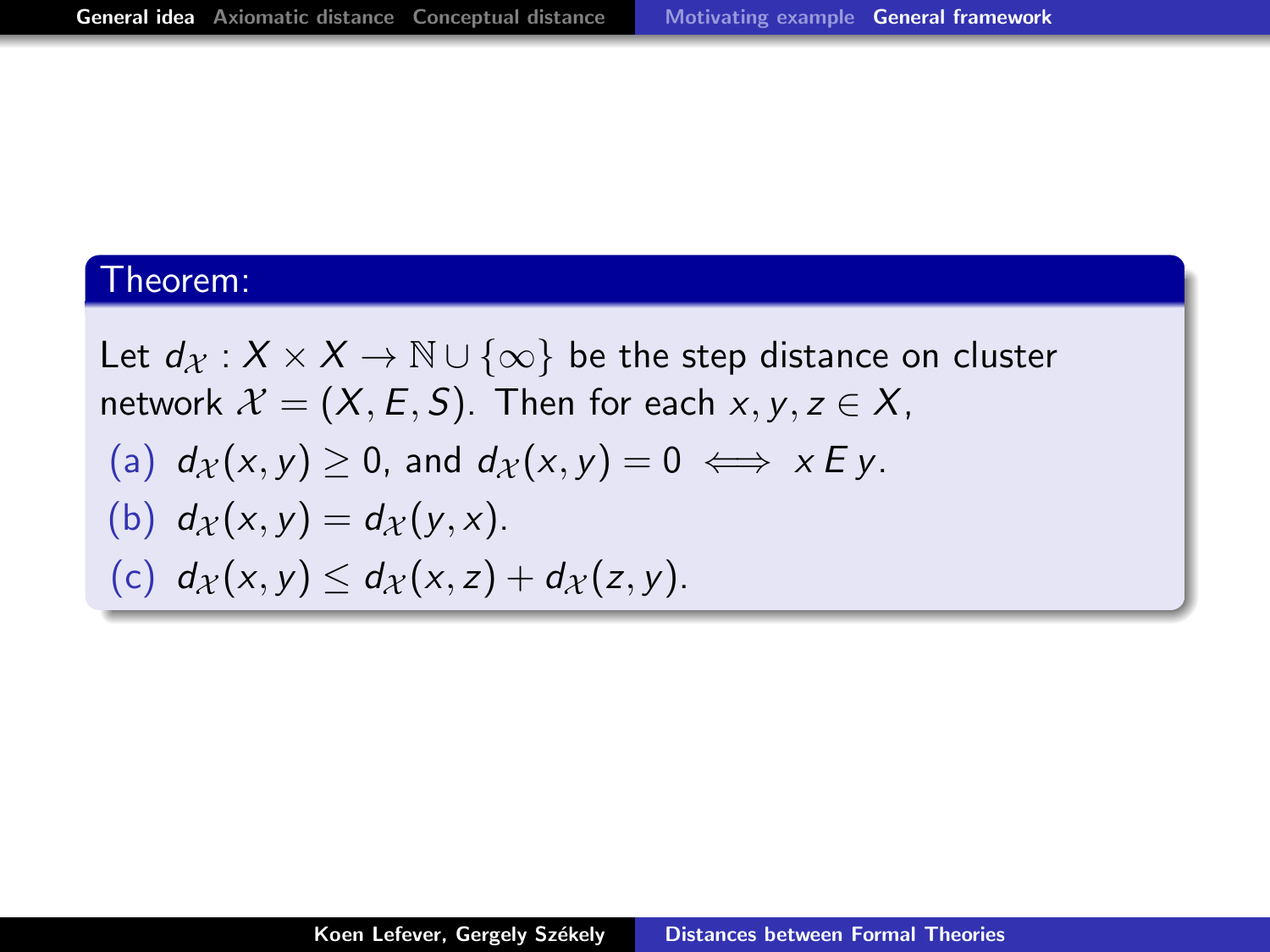**Theorem:**

Let $d_{\mathcal{X}} : X \times X \to \mathbb{N} \cup \{\infty\}$ be the step distance on cluster network $\mathcal{X} = (X, E, S)$. Then for each $x, y, z \in X$,

(a) $d_{\mathcal{X}}(x, y) \geq 0$, and $d_{\mathcal{X}}(x, y) = 0 \iff x \, E \, y$.

(b) $d_{\mathcal{X}}(x, y) = d_{\mathcal{X}}(y, x)$.

(c) $d_{\mathcal{X}}(x, y) \leq d_{\mathcal{X}}(x, z) + d_{\mathcal{X}}(z, y)$.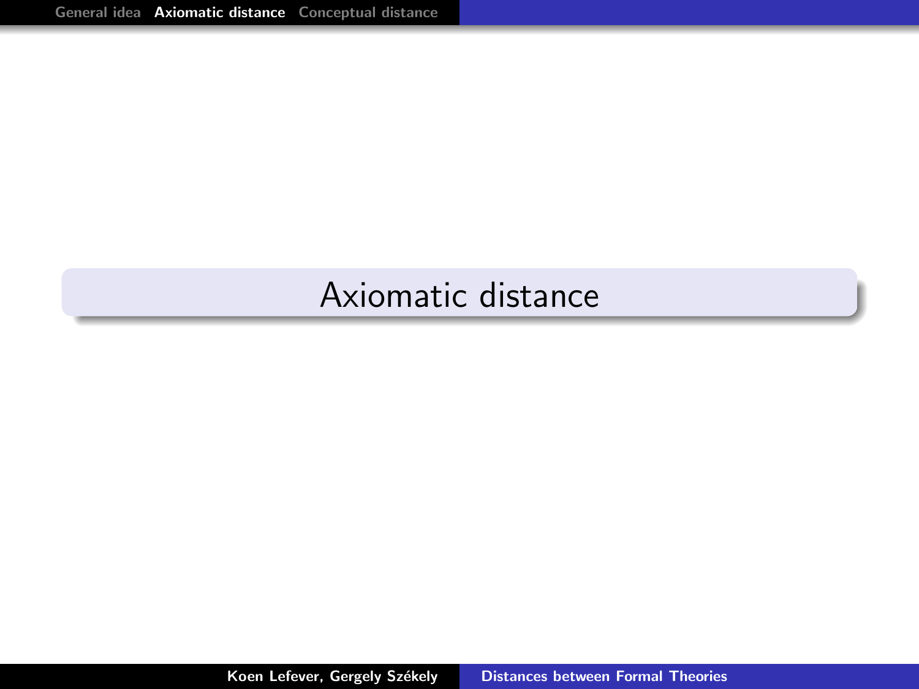# Axiomatic distance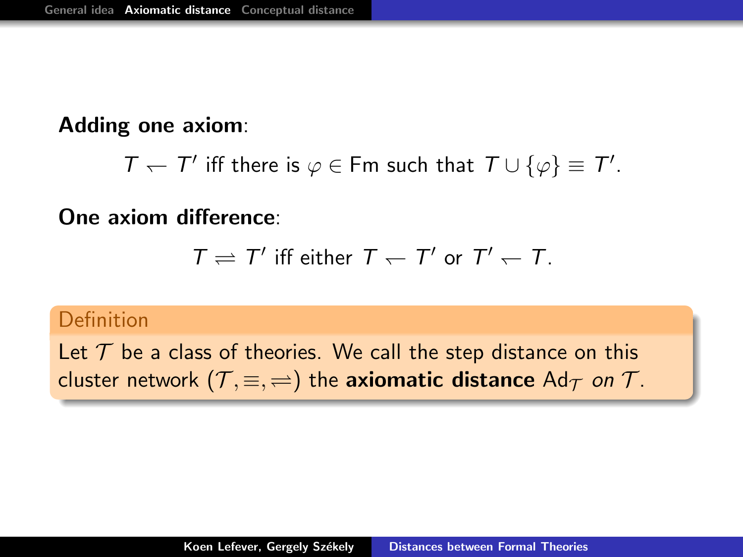**Adding one axiom**:

$$T \leftharpoondown T' \text{ iff there is } \varphi \in \mathrm{Fm} \text{ such that } T \cup \{\varphi\} \equiv T'.$$

**One axiom difference**:

$$T \rightleftharpoons T' \text{ iff either } T \leftharpoondown T' \text{ or } T' \leftharpoondown T.$$

**Definition**

Let $\mathcal{T}$ be a class of theories. We call the step distance on this cluster network $(\mathcal{T}, \equiv, \rightleftharpoons)$ the **axiomatic distance** $\mathrm{Ad}_{\mathcal{T}}$ *on* $\mathcal{T}$.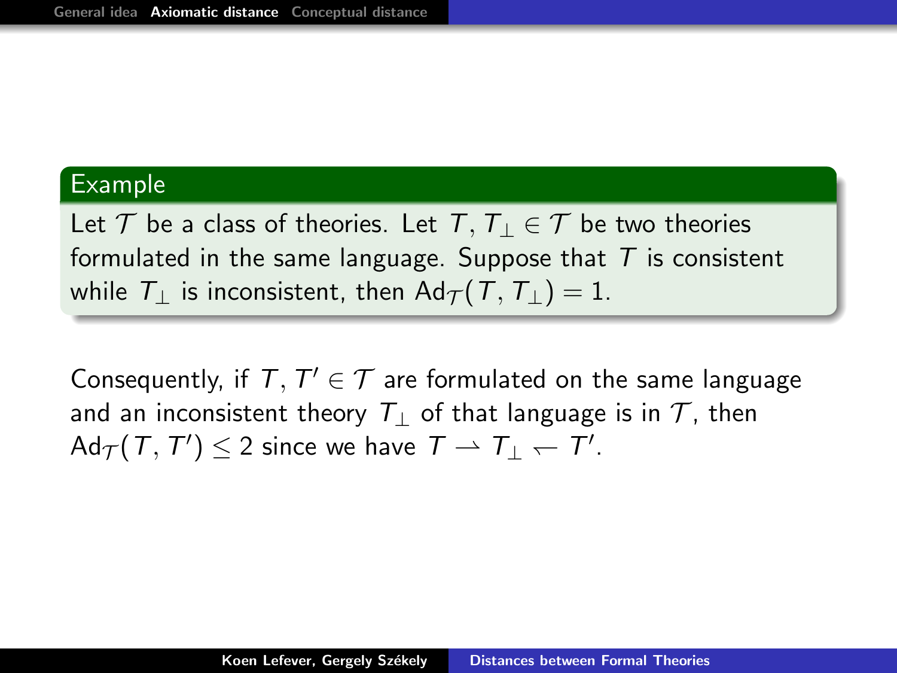**Example**

Let $\mathcal{T}$ be a class of theories. Let $T, T_\perp \in \mathcal{T}$ be two theories formulated in the same language. Suppose that $T$ is consistent while $T_\perp$ is inconsistent, then $\mathrm{Ad}_{\mathcal{T}}(T, T_\perp) = 1$.

Consequently, if $T, T' \in \mathcal{T}$ are formulated on the same language and an inconsistent theory $T_\perp$ of that language is in $\mathcal{T}$, then $\mathrm{Ad}_{\mathcal{T}}(T, T') \leq 2$ since we have $T \rightharpoonup T_\perp \leftharpoondown T'$.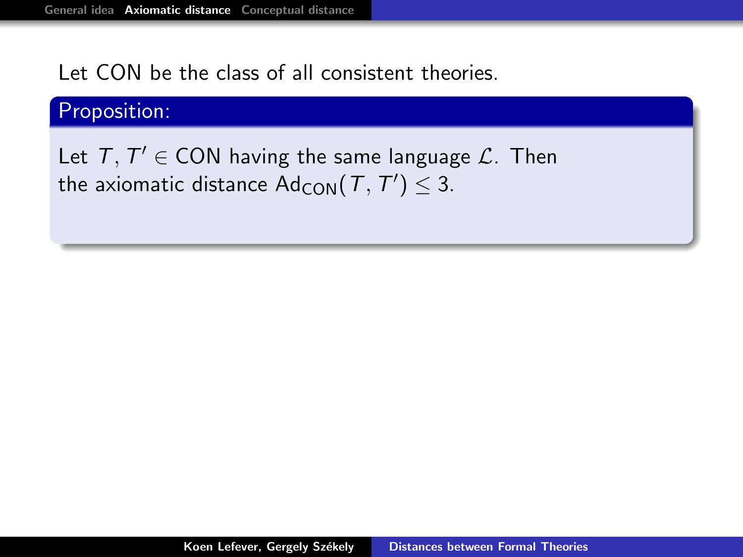Let CON be the class of all consistent theories.

**Proposition:**

Let $T, T' \in \text{CON}$ having the same language $\mathcal{L}$. Then the axiomatic distance $\text{Ad}_{\text{CON}}(T, T') \leq 3$.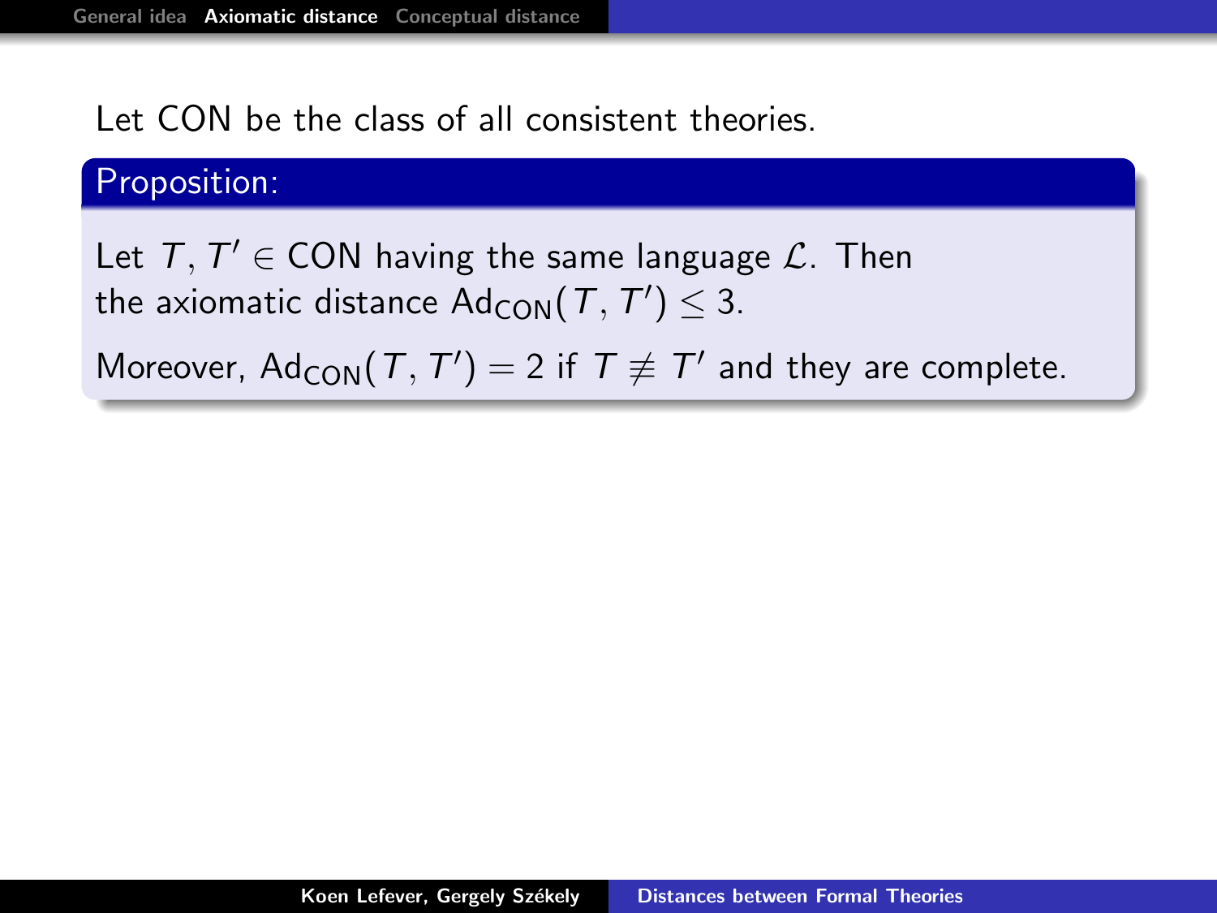Let CON be the class of all consistent theories.

**Proposition:**

Let $T, T' \in \mathrm{CON}$ having the same language $\mathcal{L}$. Then the axiomatic distance $\mathrm{Ad}_{\mathrm{CON}}(T, T') \leq 3$.

Moreover, $\mathrm{Ad}_{\mathrm{CON}}(T, T') = 2$ if $T \not\equiv T'$ and they are complete.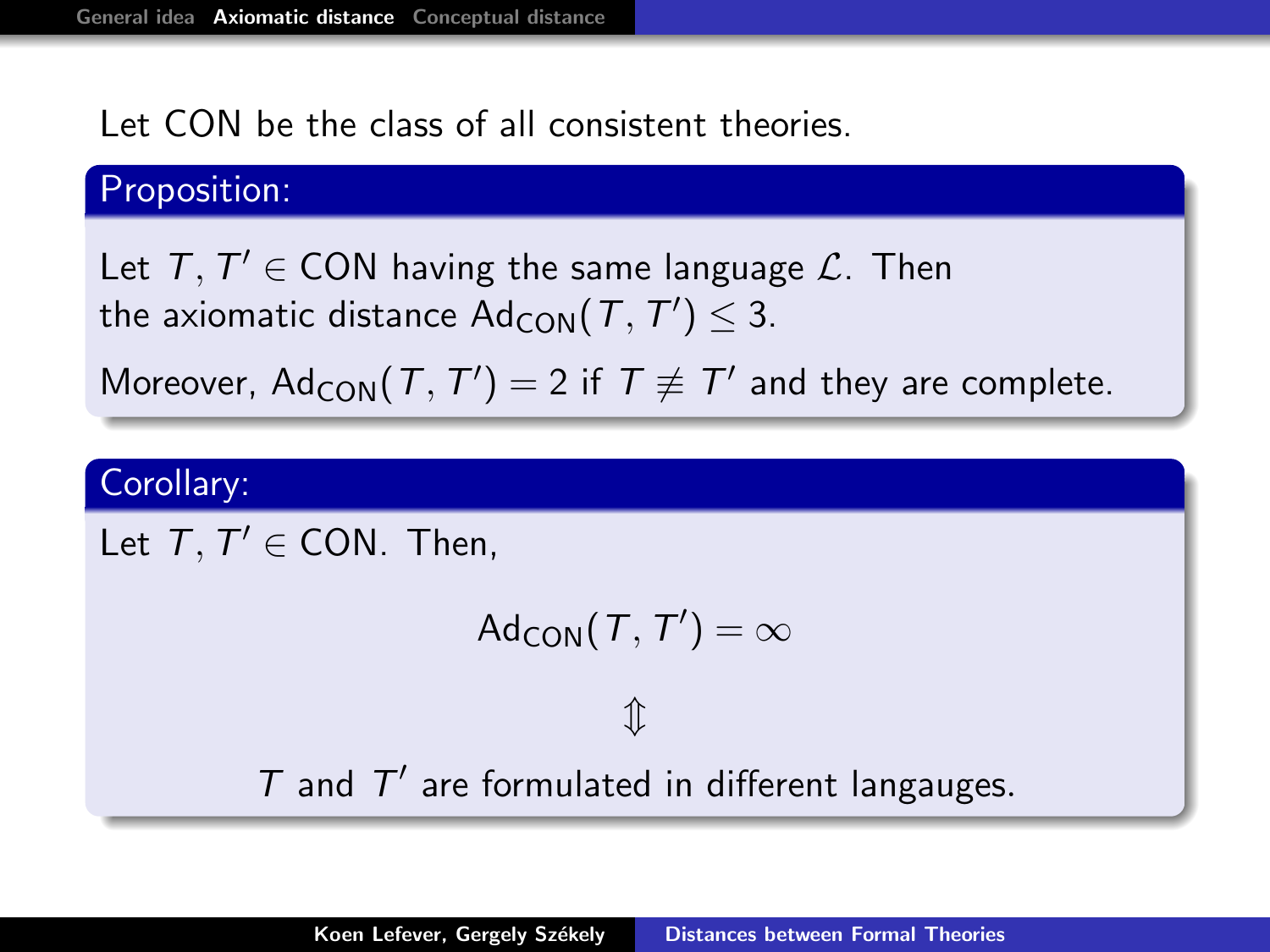Let CON be the class of all consistent theories.

**Proposition:**

Let $T, T' \in \mathrm{CON}$ having the same language $\mathcal{L}$. Then the axiomatic distance $\mathrm{Ad}_{\mathrm{CON}}(T, T') \leq 3$.

Moreover, $\mathrm{Ad}_{\mathrm{CON}}(T, T') = 2$ if $T \not\equiv T'$ and they are complete.

**Corollary:**

Let $T, T' \in \mathrm{CON}$. Then,

$$\mathrm{Ad}_{\mathrm{CON}}(T, T') = \infty$$

$$\Updownarrow$$

$T$ and $T'$ are formulated in different langauges.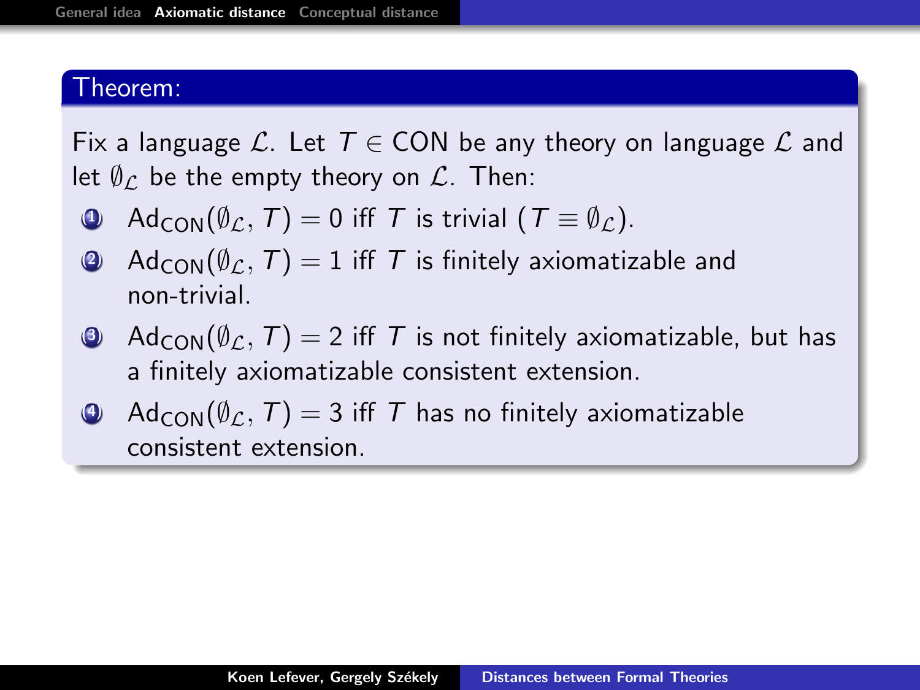**Theorem:**

Fix a language $\mathcal{L}$. Let $T \in \mathsf{CON}$ be any theory on language $\mathcal{L}$ and let $\emptyset_{\mathcal{L}}$ be the empty theory on $\mathcal{L}$. Then:

1. $\mathsf{Ad}_{\mathsf{CON}}(\emptyset_{\mathcal{L}}, T) = 0$ iff $T$ is trivial ($T \equiv \emptyset_{\mathcal{L}}$).
2. $\mathsf{Ad}_{\mathsf{CON}}(\emptyset_{\mathcal{L}}, T) = 1$ iff $T$ is finitely axiomatizable and non-trivial.
3. $\mathsf{Ad}_{\mathsf{CON}}(\emptyset_{\mathcal{L}}, T) = 2$ iff $T$ is not finitely axiomatizable, but has a finitely axiomatizable consistent extension.
4. $\mathsf{Ad}_{\mathsf{CON}}(\emptyset_{\mathcal{L}}, T) = 3$ iff $T$ has no finitely axiomatizable consistent extension.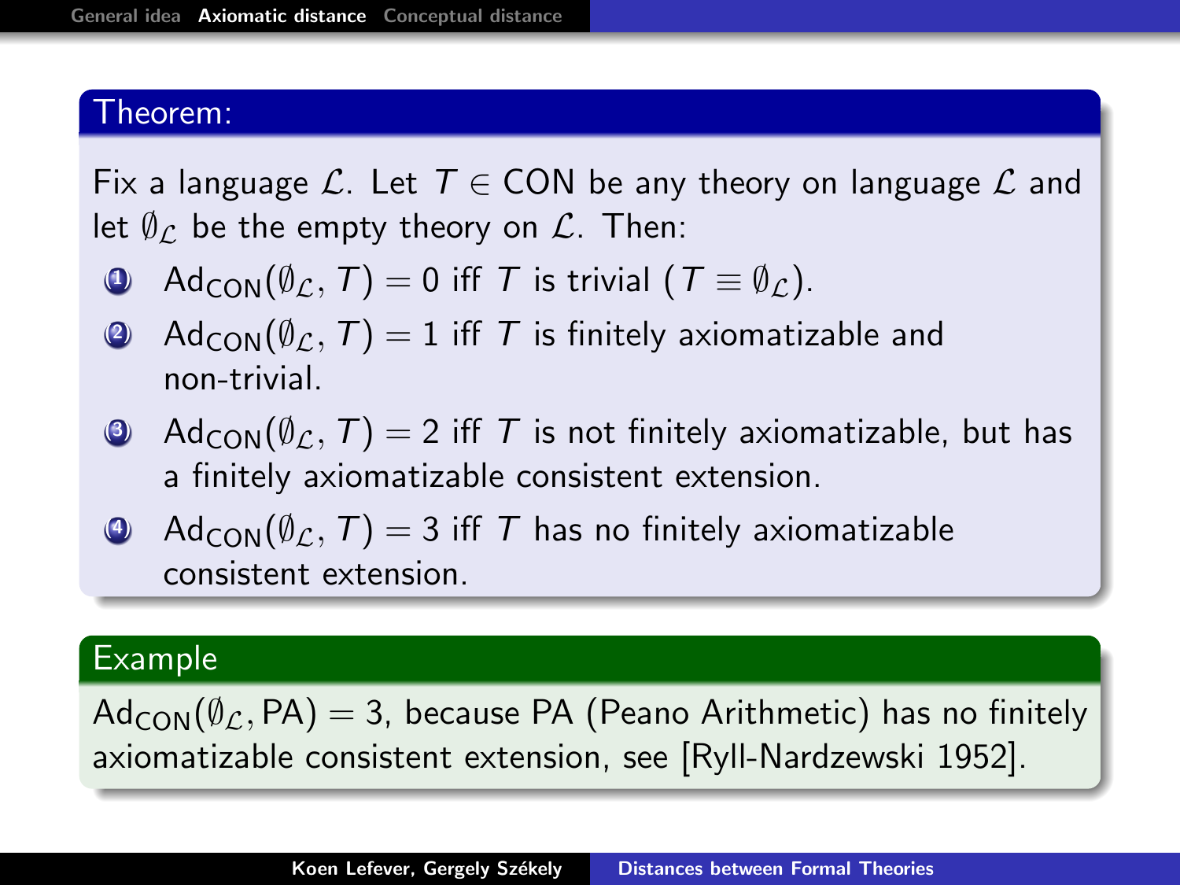**Theorem:**

Fix a language $\mathcal{L}$. Let $T \in \mathsf{CON}$ be any theory on language $\mathcal{L}$ and let $\emptyset_{\mathcal{L}}$ be the empty theory on $\mathcal{L}$. Then:

1. $\mathsf{Ad}_{\mathsf{CON}}(\emptyset_{\mathcal{L}}, T) = 0$ iff $T$ is trivial ($T \equiv \emptyset_{\mathcal{L}}$).
2. $\mathsf{Ad}_{\mathsf{CON}}(\emptyset_{\mathcal{L}}, T) = 1$ iff $T$ is finitely axiomatizable and non-trivial.
3. $\mathsf{Ad}_{\mathsf{CON}}(\emptyset_{\mathcal{L}}, T) = 2$ iff $T$ is not finitely axiomatizable, but has a finitely axiomatizable consistent extension.
4. $\mathsf{Ad}_{\mathsf{CON}}(\emptyset_{\mathcal{L}}, T) = 3$ iff $T$ has no finitely axiomatizable consistent extension.

**Example**

$\mathsf{Ad}_{\mathsf{CON}}(\emptyset_{\mathcal{L}}, \mathsf{PA}) = 3$, because PA (Peano Arithmetic) has no finitely axiomatizable consistent extension, see [Ryll-Nardzewski 1952].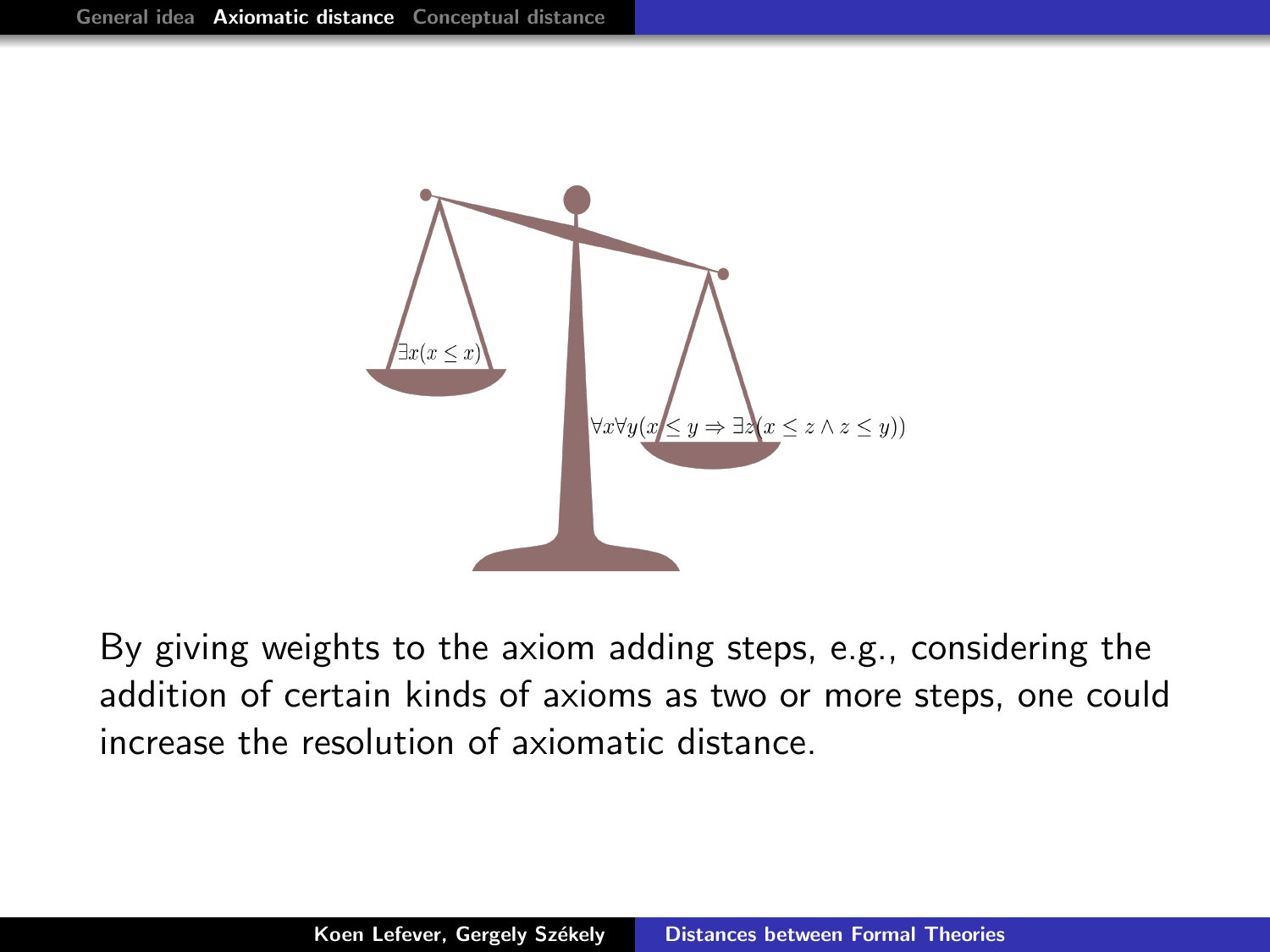$\exists x(x \leq x)$

$\forall x \forall y(x \leq y \Rightarrow \exists z(x \leq z \wedge z \leq y))$

By giving weights to the axiom adding steps, e.g., considering the addition of certain kinds of axioms as two or more steps, one could increase the resolution of axiomatic distance.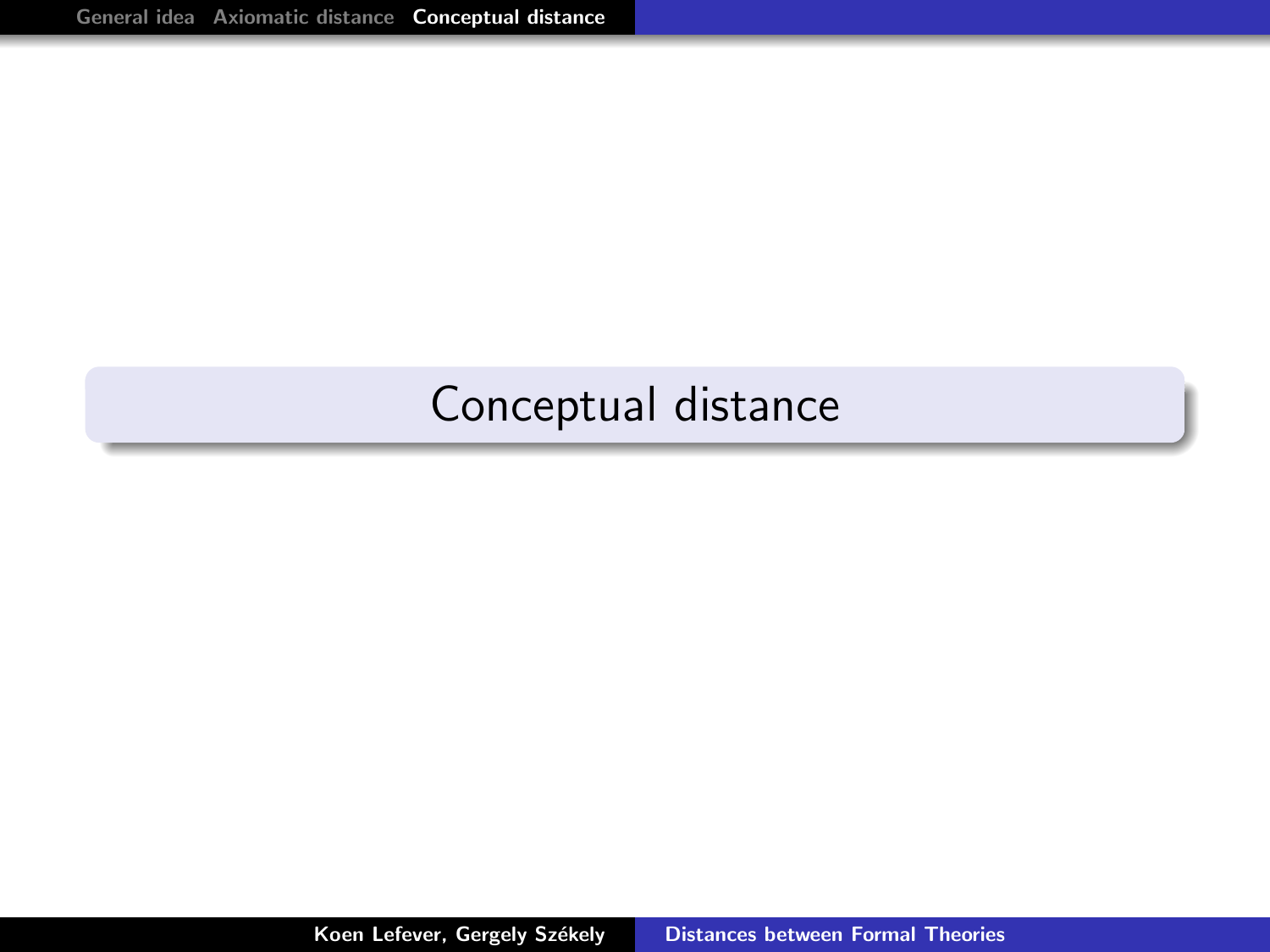# Conceptual distance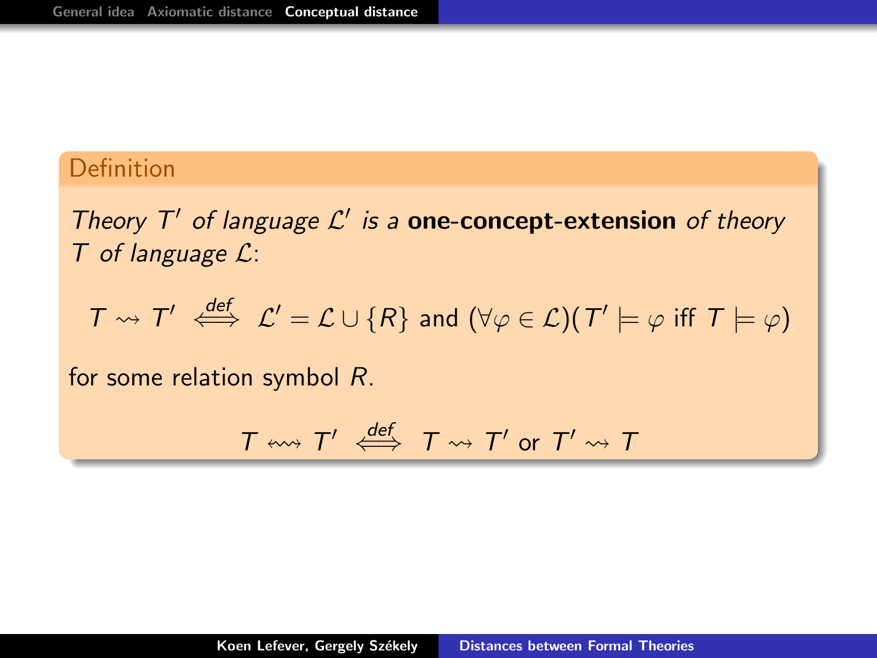**Definition**

*Theory $T'$ of language $\mathcal{L}'$ is a* **one-concept-extension** *of theory $T$ of language $\mathcal{L}$:*

$$T \rightsquigarrow T' \overset{def}{\iff} \mathcal{L}' = \mathcal{L} \cup \{R\} \text{ and } (\forall \varphi \in \mathcal{L})(T' \models \varphi \text{ iff } T \models \varphi)$$

for some relation symbol $R$.

$$T \leftrightsquigarrow T' \overset{def}{\iff} T \rightsquigarrow T' \text{ or } T' \rightsquigarrow T$$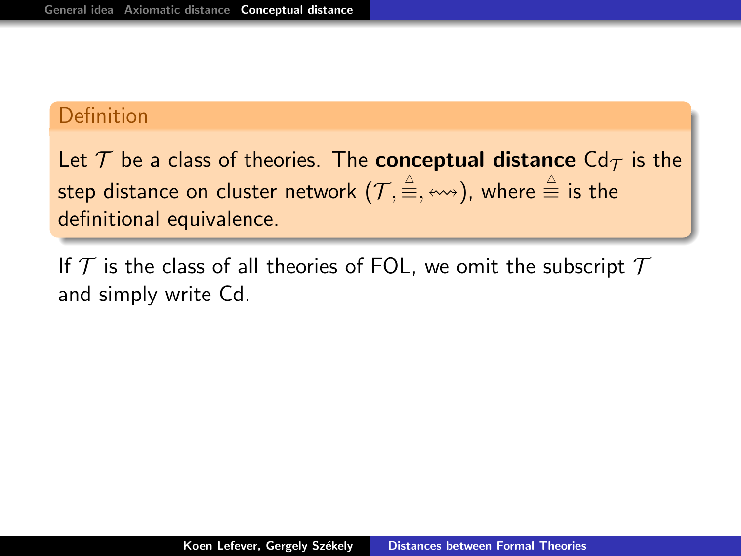**Definition**

Let $\mathcal{T}$ be a class of theories. The **conceptual distance** $\mathsf{Cd}_{\mathcal{T}}$ is the step distance on cluster network $(\mathcal{T}, \stackrel{\triangle}{\equiv}, \leftrightsquigarrow)$, where $\stackrel{\triangle}{\equiv}$ is the definitional equivalence.

If $\mathcal{T}$ is the class of all theories of FOL, we omit the subscript $\mathcal{T}$ and simply write $\mathsf{Cd}$.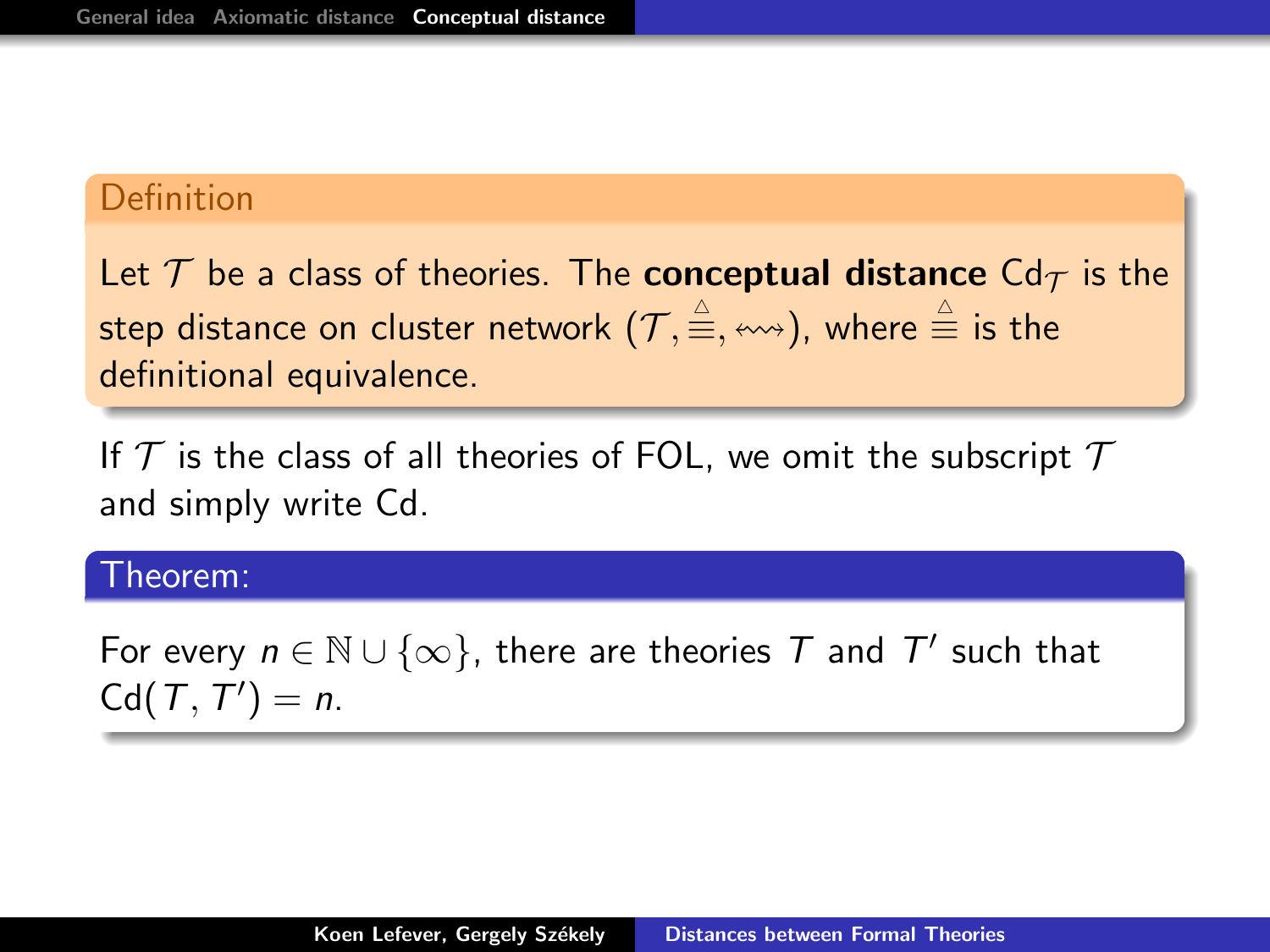**Definition**

Let $\mathcal{T}$ be a class of theories. The **conceptual distance** $\mathsf{Cd}_{\mathcal{T}}$ is the step distance on cluster network $(\mathcal{T}, \stackrel{\triangle}{\equiv}, \leftrightsquigarrow)$, where $\stackrel{\triangle}{\equiv}$ is the definitional equivalence.

If $\mathcal{T}$ is the class of all theories of FOL, we omit the subscript $\mathcal{T}$ and simply write Cd.

**Theorem:**

For every $n \in \mathbb{N} \cup \{\infty\}$, there are theories $T$ and $T'$ such that $\mathsf{Cd}(T, T') = n$.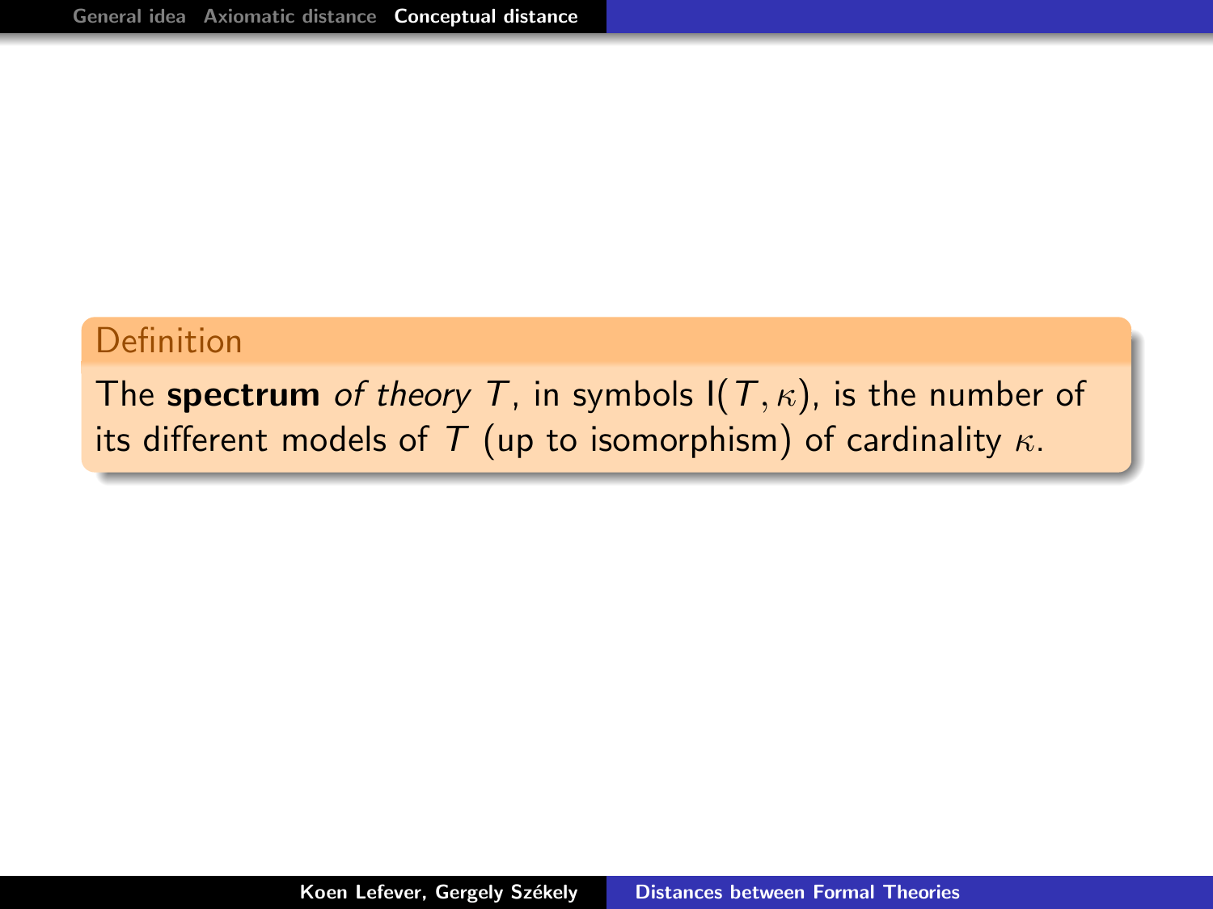**Definition**

The **spectrum** *of theory* $T$, in symbols $\mathrm{I}(T, \kappa)$, is the number of its different models of $T$ (up to isomorphism) of cardinality $\kappa$.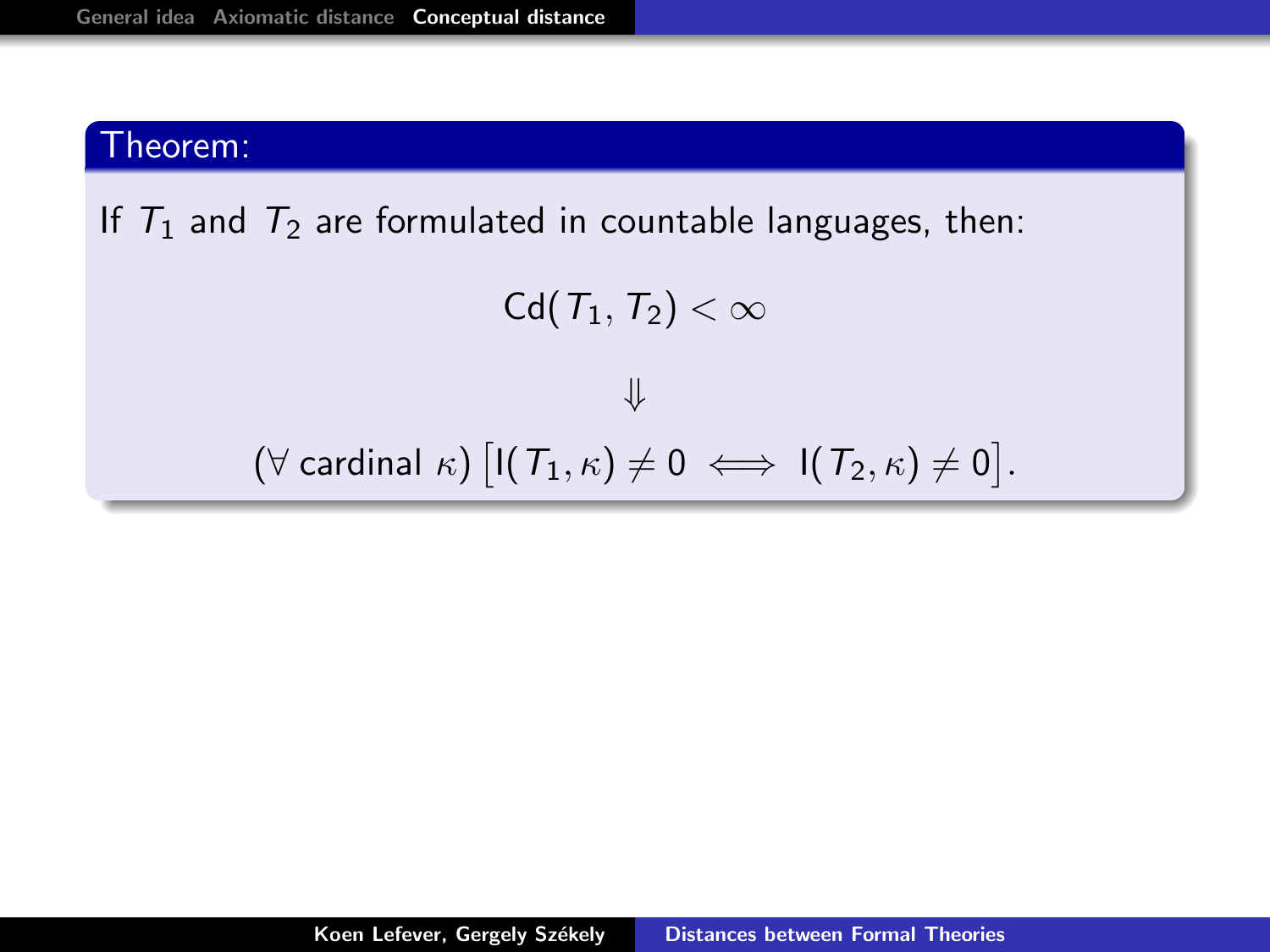**Theorem:**

If $T_1$ and $T_2$ are formulated in countable languages, then:

$$\mathsf{Cd}(T_1, T_2) < \infty$$

$$\Downarrow$$

$$(\forall \text{ cardinal } \kappa) \left[\mathsf{I}(T_1, \kappa) \neq 0 \iff \mathsf{I}(T_2, \kappa) \neq 0\right].$$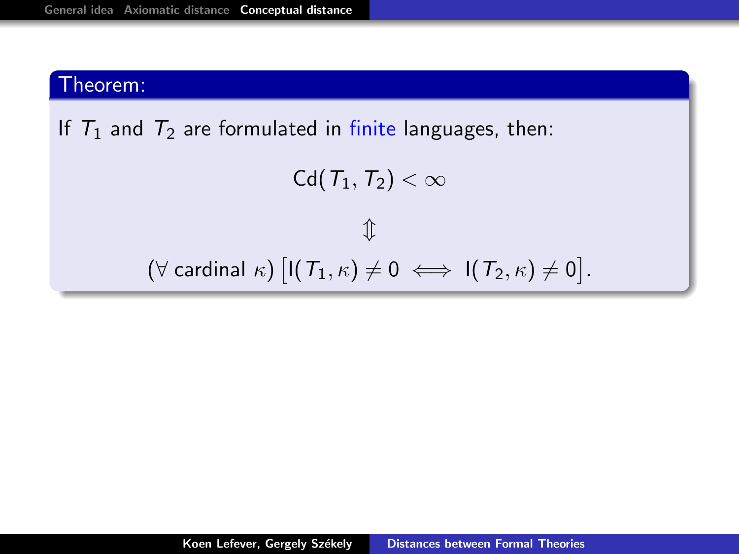**Theorem:**

If $T_1$ and $T_2$ are formulated in finite languages, then:

$$\mathsf{Cd}(T_1, T_2) < \infty$$

$$\Updownarrow$$

$$(\forall \text{ cardinal } \kappa)\left[\mathsf{I}(T_1, \kappa) \neq 0 \iff \mathsf{I}(T_2, \kappa) \neq 0\right].$$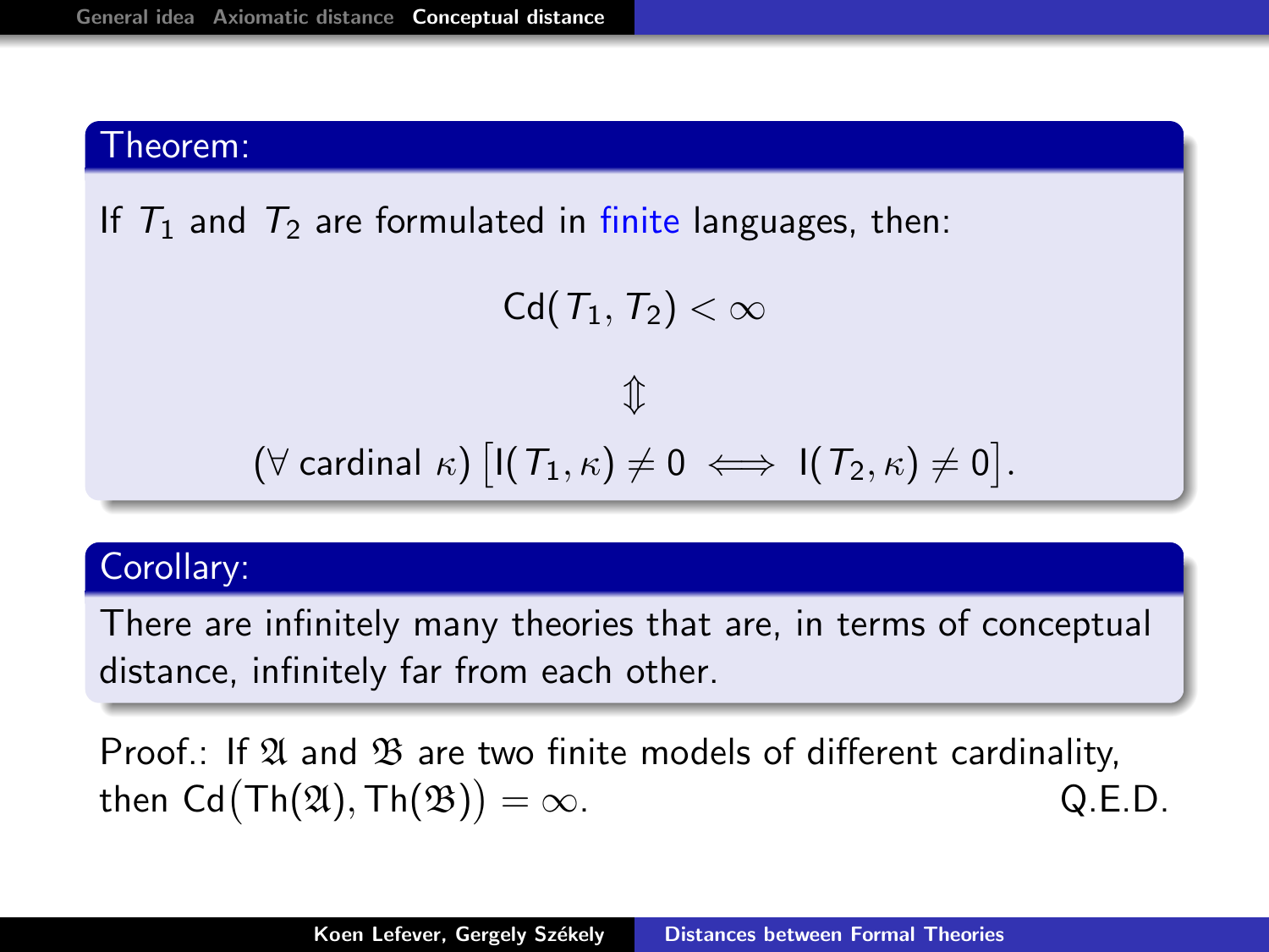**Theorem:**

If $T_1$ and $T_2$ are formulated in finite languages, then:

$$\mathsf{Cd}(T_1, T_2) < \infty$$

$$\Updownarrow$$

$$(\forall \text{ cardinal } \kappa)\left[\mathsf{I}(T_1,\kappa) \neq 0 \iff \mathsf{I}(T_2,\kappa) \neq 0\right].$$

**Corollary:**

There are infinitely many theories that are, in terms of conceptual distance, infinitely far from each other.

Proof.: If $\mathfrak{A}$ and $\mathfrak{B}$ are two finite models of different cardinality, then $\mathsf{Cd}\big(\mathsf{Th}(\mathfrak{A}), \mathsf{Th}(\mathfrak{B})\big) = \infty$. Q.E.D.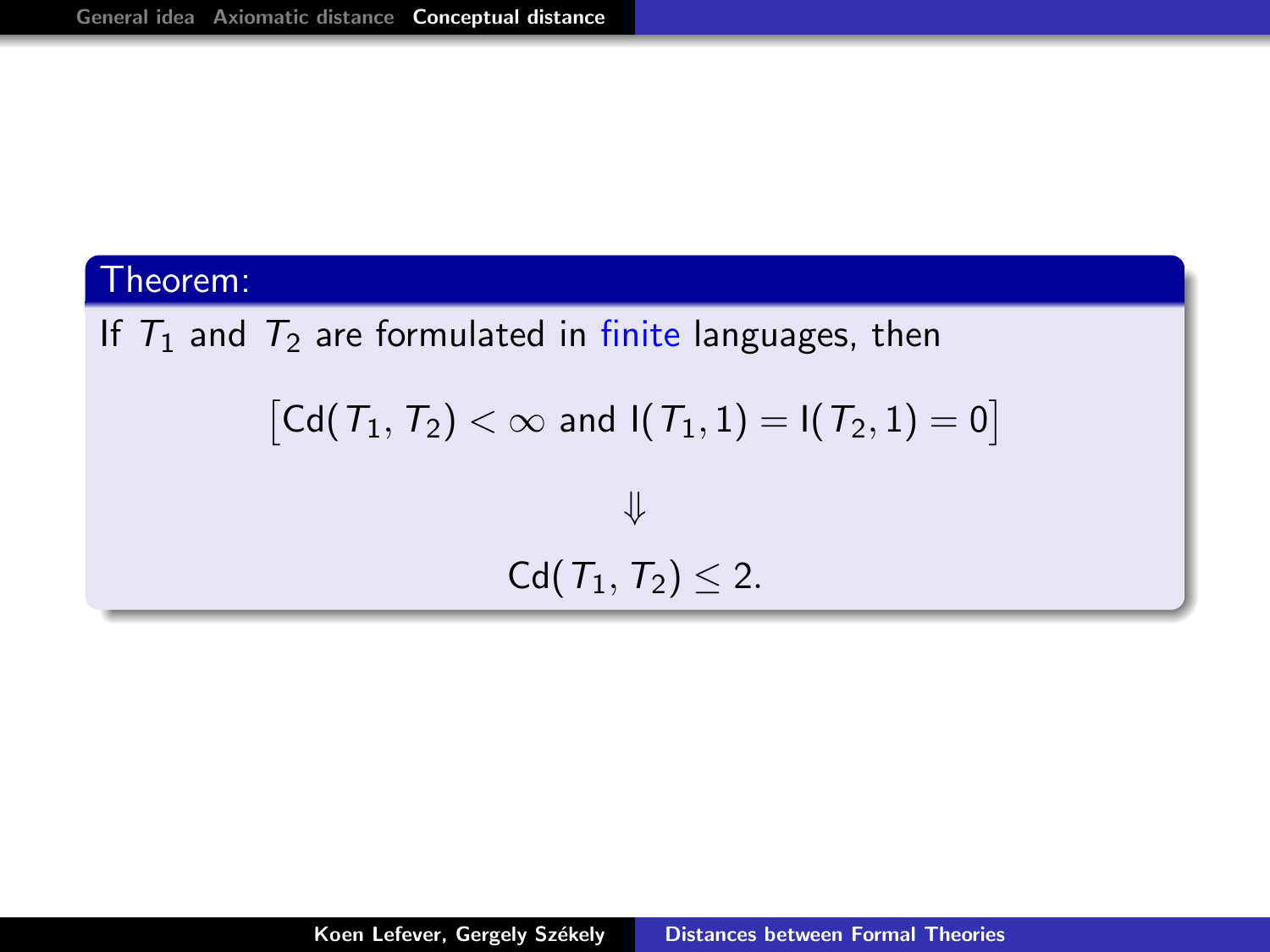**Theorem:**

If $T_1$ and $T_2$ are formulated in finite languages, then

$$\left[\mathsf{Cd}(T_1, T_2) < \infty \text{ and } \mathsf{I}(T_1, 1) = \mathsf{I}(T_2, 1) = 0\right]$$

$$\Downarrow$$

$$\mathsf{Cd}(T_1, T_2) \leq 2.$$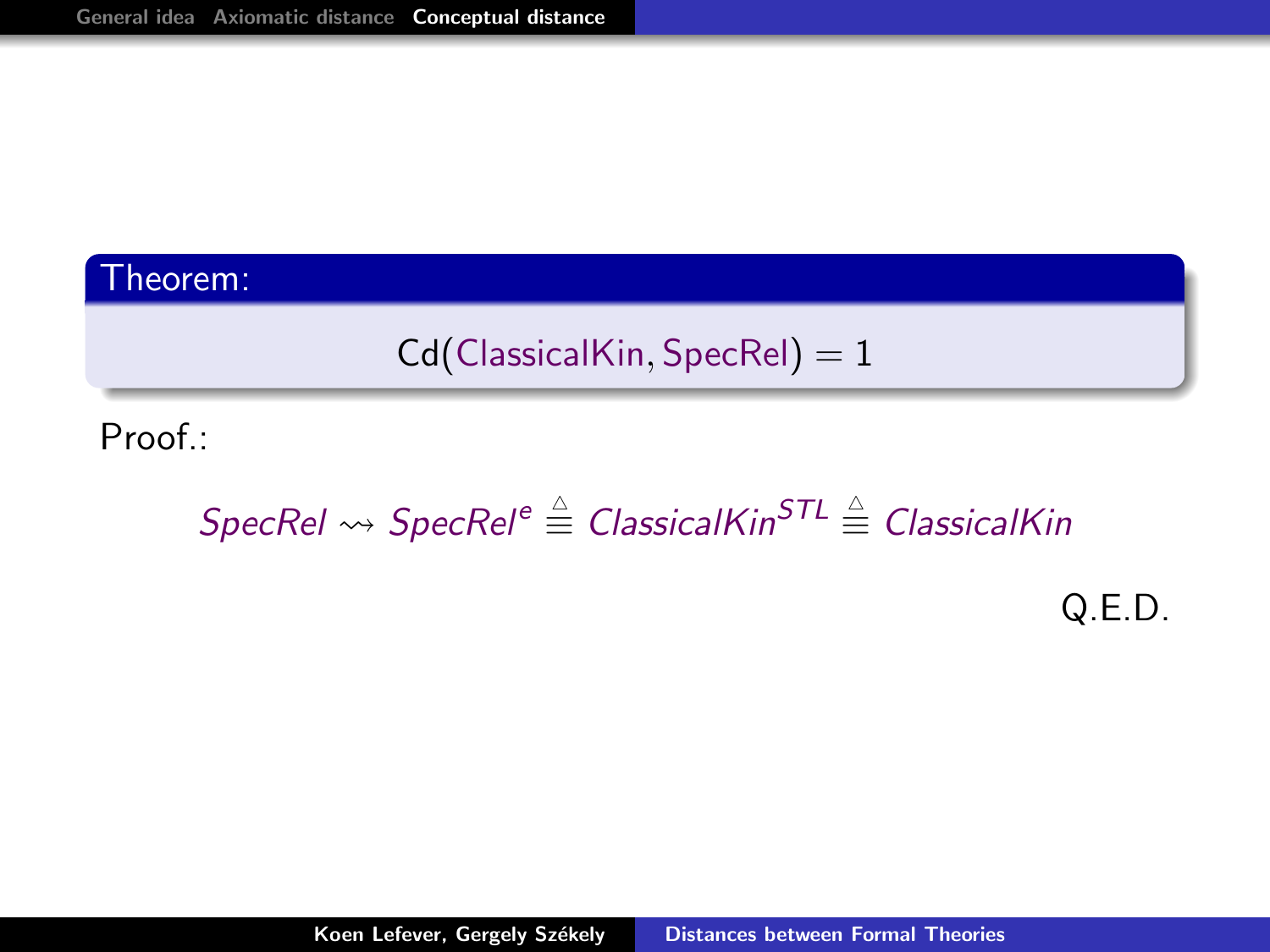**Theorem:**

$$\mathrm{Cd}(\mathit{ClassicalKin}, \mathit{SpecRel}) = 1$$

Proof.:

$$\mathit{SpecRel} \rightsquigarrow \mathit{SpecRel}^{e} \stackrel{\triangle}{\equiv} \mathit{ClassicalKin}^{STL} \stackrel{\triangle}{\equiv} \mathit{ClassicalKin}$$

Q.E.D.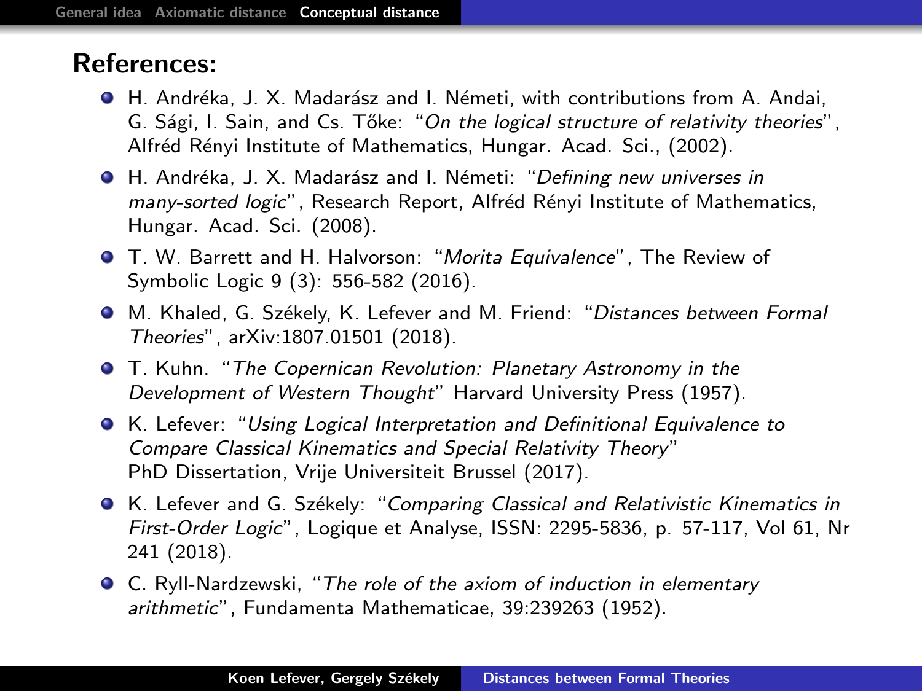## References:

- H. Andréka, J. X. Madarász and I. Németi, with contributions from A. Andai, G. Sági, I. Sain, and Cs. Tőke: "*On the logical structure of relativity theories*", Alfréd Rényi Institute of Mathematics, Hungar. Acad. Sci., (2002).
- H. Andréka, J. X. Madarász and I. Németi: "*Defining new universes in many-sorted logic*", Research Report, Alfréd Rényi Institute of Mathematics, Hungar. Acad. Sci. (2008).
- T. W. Barrett and H. Halvorson: "*Morita Equivalence*", The Review of Symbolic Logic 9 (3): 556-582 (2016).
- M. Khaled, G. Székely, K. Lefever and M. Friend: "*Distances between Formal Theories*", arXiv:1807.01501 (2018).
- T. Kuhn. "*The Copernican Revolution: Planetary Astronomy in the Development of Western Thought*" Harvard University Press (1957).
- K. Lefever: "*Using Logical Interpretation and Definitional Equivalence to Compare Classical Kinematics and Special Relativity Theory*" PhD Dissertation, Vrije Universiteit Brussel (2017).
- K. Lefever and G. Székely: "*Comparing Classical and Relativistic Kinematics in First-Order Logic*", Logique et Analyse, ISSN: 2295-5836, p. 57-117, Vol 61, Nr 241 (2018).
- C. Ryll-Nardzewski, "*The role of the axiom of induction in elementary arithmetic*", Fundamenta Mathematicae, 39:239263 (1952).